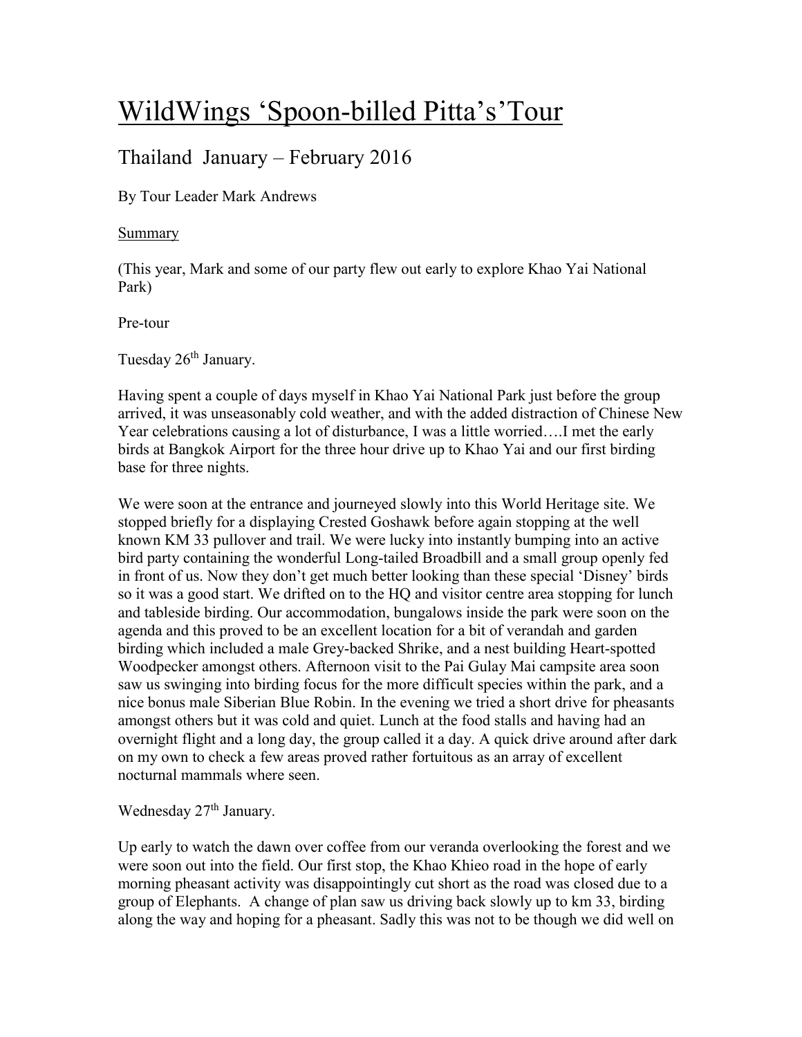# WildWings 'Spoon-billed Pitta's'Tour

## Thailand January – February 2016

By Tour Leader Mark Andrews

Summary

(This year, Mark and some of our party flew out early to explore Khao Yai National Park)

Pre-tour

Tuesday 26th January.

Having spent a couple of days myself in Khao Yai National Park just before the group arrived, it was unseasonably cold weather, and with the added distraction of Chinese New Year celebrations causing a lot of disturbance, I was a little worried….I met the early birds at Bangkok Airport for the three hour drive up to Khao Yai and our first birding base for three nights.

We were soon at the entrance and journeyed slowly into this World Heritage site. We stopped briefly for a displaying Crested Goshawk before again stopping at the well known KM 33 pullover and trail. We were lucky into instantly bumping into an active bird party containing the wonderful Long-tailed Broadbill and a small group openly fed in front of us. Now they don't get much better looking than these special 'Disney' birds so it was a good start. We drifted on to the HQ and visitor centre area stopping for lunch and tableside birding. Our accommodation, bungalows inside the park were soon on the agenda and this proved to be an excellent location for a bit of verandah and garden birding which included a male Grey-backed Shrike, and a nest building Heart-spotted Woodpecker amongst others. Afternoon visit to the Pai Gulay Mai campsite area soon saw us swinging into birding focus for the more difficult species within the park, and a nice bonus male Siberian Blue Robin. In the evening we tried a short drive for pheasants amongst others but it was cold and quiet. Lunch at the food stalls and having had an overnight flight and a long day, the group called it a day. A quick drive around after dark on my own to check a few areas proved rather fortuitous as an array of excellent nocturnal mammals where seen.

Wednesday 27th January.

Up early to watch the dawn over coffee from our veranda overlooking the forest and we were soon out into the field. Our first stop, the Khao Khieo road in the hope of early morning pheasant activity was disappointingly cut short as the road was closed due to a group of Elephants. A change of plan saw us driving back slowly up to km 33, birding along the way and hoping for a pheasant. Sadly this was not to be though we did well on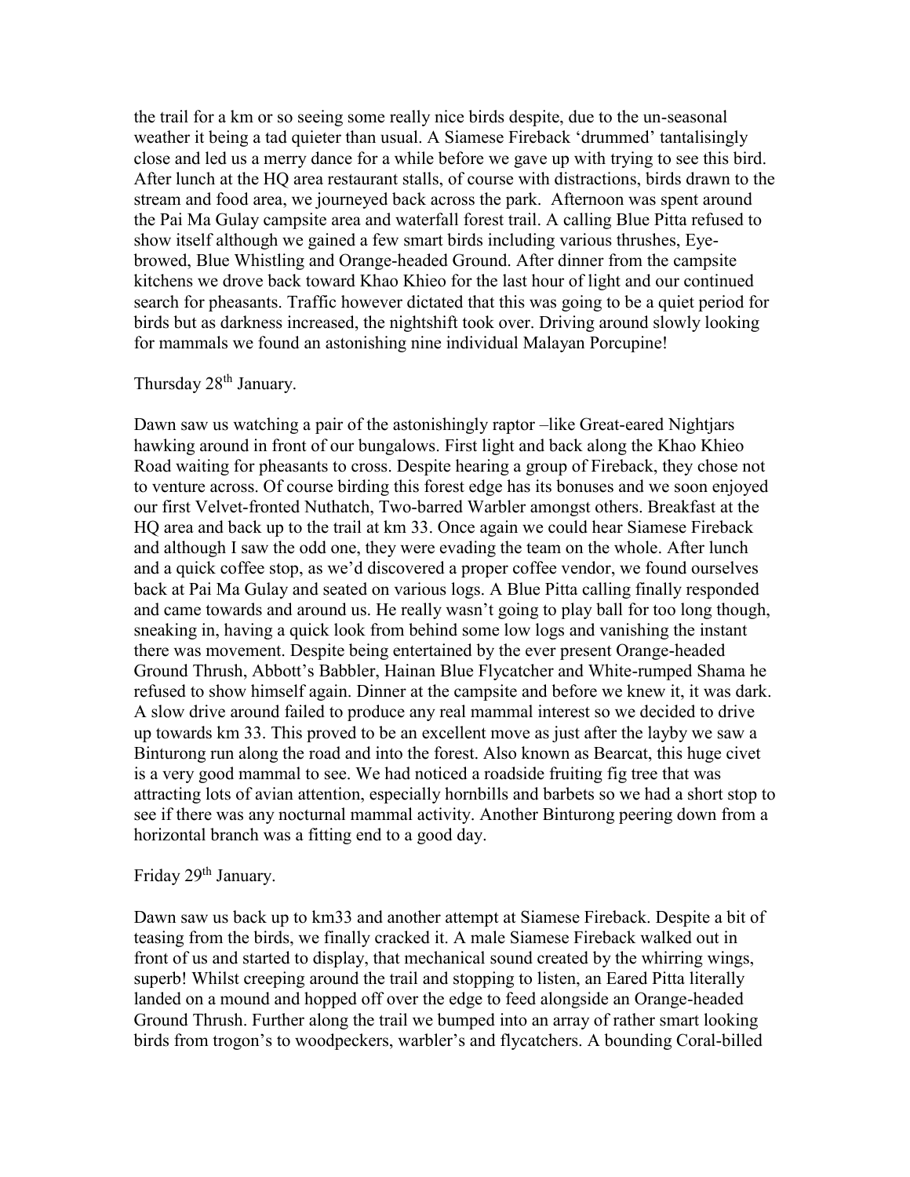the trail for a km or so seeing some really nice birds despite, due to the un-seasonal weather it being a tad quieter than usual. A Siamese Fireback 'drummed' tantalisingly close and led us a merry dance for a while before we gave up with trying to see this bird. After lunch at the HQ area restaurant stalls, of course with distractions, birds drawn to the stream and food area, we journeyed back across the park. Afternoon was spent around the Pai Ma Gulay campsite area and waterfall forest trail. A calling Blue Pitta refused to show itself although we gained a few smart birds including various thrushes, Eye-browed, Blue Whistling and Orange-headed Ground. After dinner from the campsite kitchens we drove back toward Khao Khieo for the last hour of light and our continued search for pheasants. Traffic however dictated that this was going to be a quiet period for birds but as darkness increased, the nightshift took over. Driving around slowly looking for mammals we found an astonishing nine individual Malayan Porcupine!

Thursday 28th January.

Dawn saw us watching a pair of the astonishingly raptor –like Great-eared Nightjars hawking around in front of our bungalows. First light and back along the Khao Khieo Road waiting for pheasants to cross. Despite hearing a group of Fireback, they chose not to venture across. Of course birding this forest edge has its bonuses and we soon enjoyed our first Velvet-fronted Nuthatch, Two-barred Warbler amongst others. Breakfast at the HQ area and back up to the trail at km 33. Once again we could hear Siamese Fireback and although I saw the odd one, they were evading the team on the whole. After lunch and a quick coffee stop, as we'd discovered a proper coffee vendor, we found ourselves back at Pai Ma Gulay and seated on various logs. A Blue Pitta calling finally responded and came towards and around us. He really wasn't going to play ball for too long though, sneaking in, having a quick look from behind some low logs and vanishing the instant there was movement. Despite being entertained by the ever present Orange-headed Ground Thrush, Abbott's Babbler, Hainan Blue Flycatcher and White-rumped Shama he refused to show himself again. Dinner at the campsite and before we knew it, it was dark. A slow drive around failed to produce any real mammal interest so we decided to drive up towards km 33. This proved to be an excellent move as just after the layby we saw a Binturong run along the road and into the forest. Also known as Bearcat, this huge civet is a very good mammal to see. We had noticed a roadside fruiting fig tree that was attracting lots of avian attention, especially hornbills and barbets so we had a short stop to see if there was any nocturnal mammal activity. Another Binturong peering down from a horizontal branch was a fitting end to a good day.

Friday 29th January.

Dawn saw us back up to km33 and another attempt at Siamese Fireback. Despite a bit of teasing from the birds, we finally cracked it. A male Siamese Fireback walked out in front of us and started to display, that mechanical sound created by the whirring wings, superb! Whilst creeping around the trail and stopping to listen, an Eared Pitta literally landed on a mound and hopped off over the edge to feed alongside an Orange-headed Ground Thrush. Further along the trail we bumped into an array of rather smart looking birds from trogon's to woodpeckers, warbler's and flycatchers. A bounding Coral-billed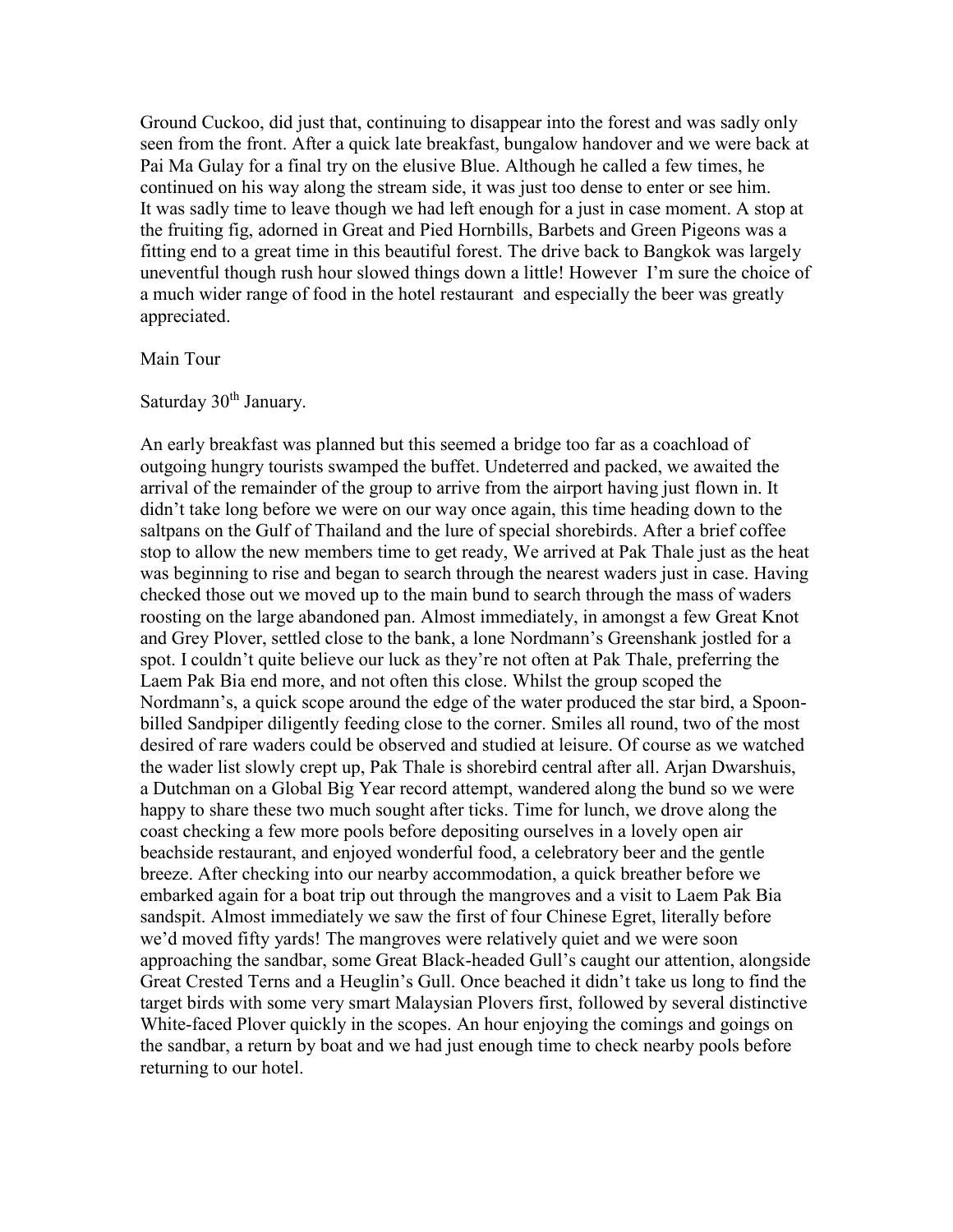Ground Cuckoo, did just that, continuing to disappear into the forest and was sadly only seen from the front. After a quick late breakfast, bungalow handover and we were back at Pai Ma Gulay for a final try on the elusive Blue. Although he called a few times, he continued on his way along the stream side, it was just too dense to enter or see him. It was sadly time to leave though we had left enough for a just in case moment. A stop at the fruiting fig, adorned in Great and Pied Hornbills, Barbets and Green Pigeons was a fitting end to a great time in this beautiful forest. The drive back to Bangkok was largely uneventful though rush hour slowed things down a little! However I'm sure the choice of a much wider range of food in the hotel restaurant and especially the beer was greatly appreciated.

Main Tour

Saturday 30th January.

An early breakfast was planned but this seemed a bridge too far as a coachload of outgoing hungry tourists swamped the buffet. Undeterred and packed, we awaited the arrival of the remainder of the group to arrive from the airport having just flown in. It didn't take long before we were on our way once again, this time heading down to the saltpans on the Gulf of Thailand and the lure of special shorebirds. After a brief coffee stop to allow the new members time to get ready, We arrived at Pak Thale just as the heat was beginning to rise and began to search through the nearest waders just in case. Having checked those out we moved up to the main bund to search through the mass of waders roosting on the large abandoned pan. Almost immediately, in amongst a few Great Knot and Grey Plover, settled close to the bank, a lone Nordmann's Greenshank jostled for a spot. I couldn't quite believe our luck as they're not often at Pak Thale, preferring the Laem Pak Bia end more, and not often this close. Whilst the group scoped the Nordmann's, a quick scope around the edge of the water produced the star bird, a Spoon-billed Sandpiper diligently feeding close to the corner. Smiles all round, two of the most desired of rare waders could be observed and studied at leisure. Of course as we watched the wader list slowly crept up, Pak Thale is shorebird central after all. Arjan Dwarshuis, a Dutchman on a Global Big Year record attempt, wandered along the bund so we were happy to share these two much sought after ticks. Time for lunch, we drove along the coast checking a few more pools before depositing ourselves in a lovely open air beachside restaurant, and enjoyed wonderful food, a celebratory beer and the gentle breeze. After checking into our nearby accommodation, a quick breather before we embarked again for a boat trip out through the mangroves and a visit to Laem Pak Bia sandspit. Almost immediately we saw the first of four Chinese Egret, literally before we'd moved fifty yards! The mangroves were relatively quiet and we were soon approaching the sandbar, some Great Black-headed Gull's caught our attention, alongside Great Crested Terns and a Heuglin's Gull. Once beached it didn't take us long to find the target birds with some very smart Malaysian Plovers first, followed by several distinctive White-faced Plover quickly in the scopes. An hour enjoying the comings and goings on the sandbar, a return by boat and we had just enough time to check nearby pools before returning to our hotel.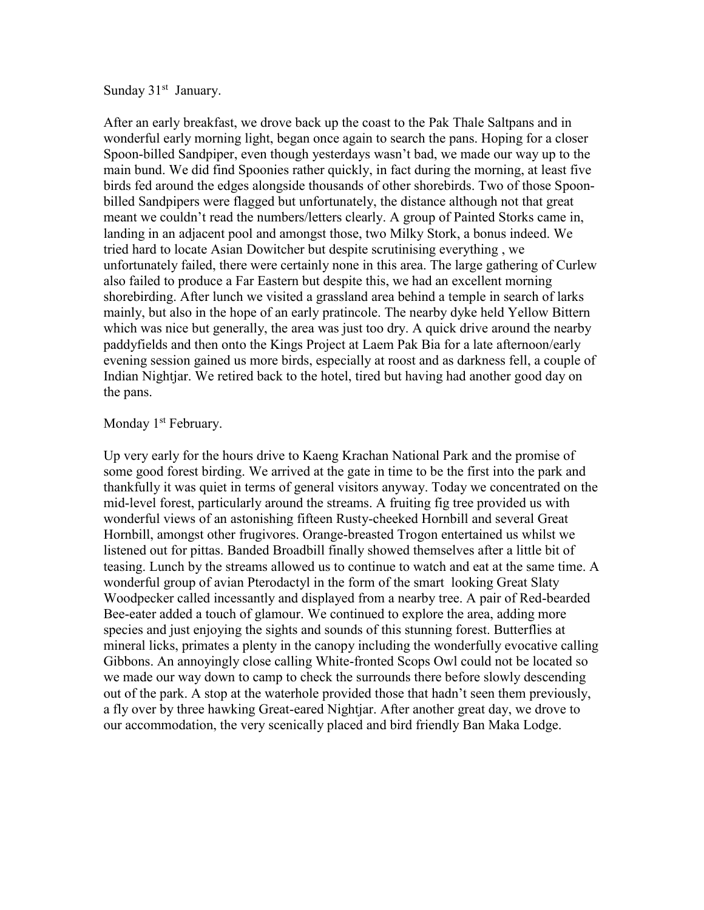Sunday 31st January.

After an early breakfast, we drove back up the coast to the Pak Thale Saltpans and in wonderful early morning light, began once again to search the pans. Hoping for a closer Spoon-billed Sandpiper, even though yesterdays wasn't bad, we made our way up to the main bund. We did find Spoonies rather quickly, in fact during the morning, at least five birds fed around the edges alongside thousands of other shorebirds. Two of those Spoon-billed Sandpipers were flagged but unfortunately, the distance although not that great meant we couldn't read the numbers/letters clearly. A group of Painted Storks came in, landing in an adjacent pool and amongst those, two Milky Stork, a bonus indeed. We tried hard to locate Asian Dowitcher but despite scrutinising everything , we unfortunately failed, there were certainly none in this area. The large gathering of Curlew also failed to produce a Far Eastern but despite this, we had an excellent morning shorebirding. After lunch we visited a grassland area behind a temple in search of larks mainly, but also in the hope of an early pratincole. The nearby dyke held Yellow Bittern which was nice but generally, the area was just too dry. A quick drive around the nearby paddyfields and then onto the Kings Project at Laem Pak Bia for a late afternoon/early evening session gained us more birds, especially at roost and as darkness fell, a couple of Indian Nightjar. We retired back to the hotel, tired but having had another good day on the pans.

Monday 1st February.

Up very early for the hours drive to Kaeng Krachan National Park and the promise of some good forest birding. We arrived at the gate in time to be the first into the park and thankfully it was quiet in terms of general visitors anyway. Today we concentrated on the mid-level forest, particularly around the streams. A fruiting fig tree provided us with wonderful views of an astonishing fifteen Rusty-cheeked Hornbill and several Great Hornbill, amongst other frugivores. Orange-breasted Trogon entertained us whilst we listened out for pittas. Banded Broadbill finally showed themselves after a little bit of teasing. Lunch by the streams allowed us to continue to watch and eat at the same time. A wonderful group of avian Pterodactyl in the form of the smart looking Great Slaty Woodpecker called incessantly and displayed from a nearby tree. A pair of Red-bearded Bee-eater added a touch of glamour. We continued to explore the area, adding more species and just enjoying the sights and sounds of this stunning forest. Butterflies at mineral licks, primates a plenty in the canopy including the wonderfully evocative calling Gibbons. An annoyingly close calling White-fronted Scops Owl could not be located so we made our way down to camp to check the surrounds there before slowly descending out of the park. A stop at the waterhole provided those that hadn't seen them previously, a fly over by three hawking Great-eared Nightjar. After another great day, we drove to our accommodation, the very scenically placed and bird friendly Ban Maka Lodge.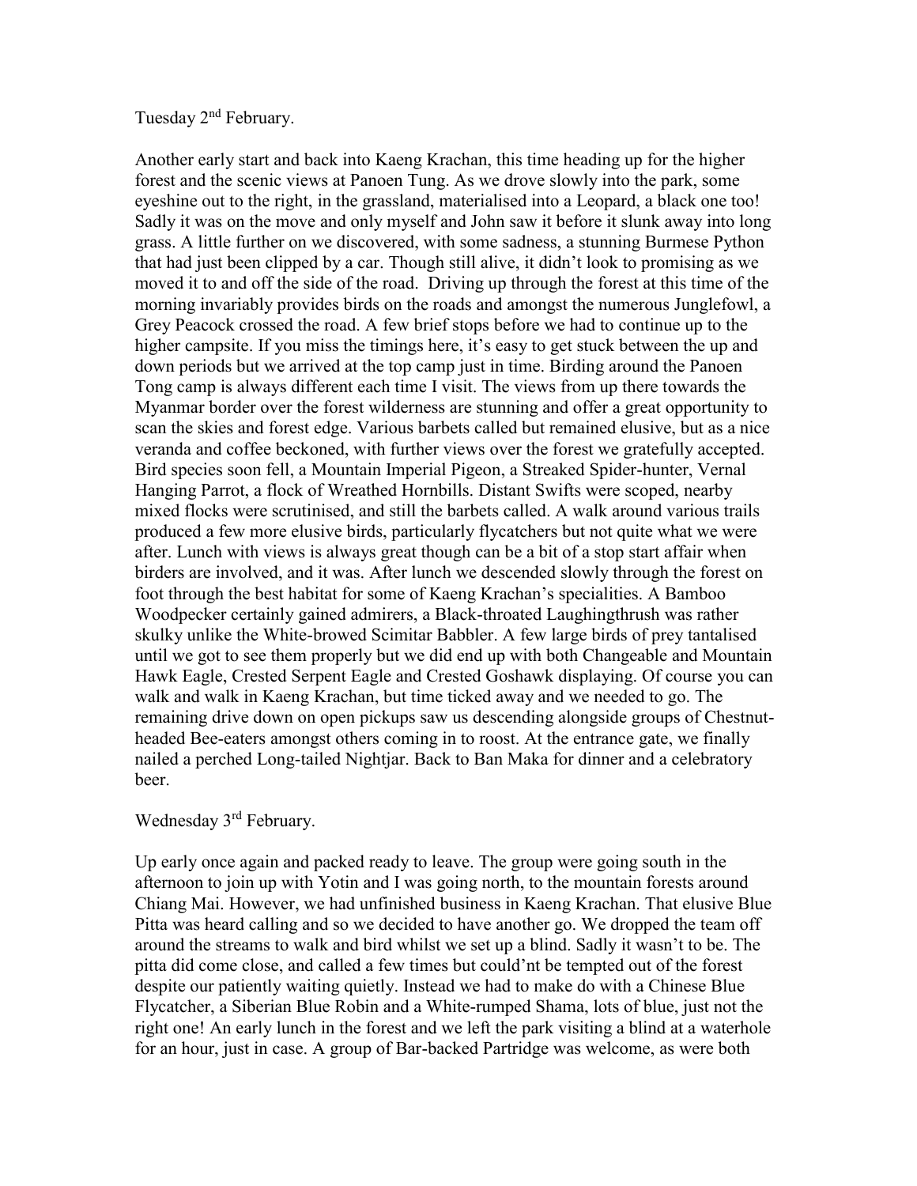Tuesday 2nd February.

Another early start and back into Kaeng Krachan, this time heading up for the higher forest and the scenic views at Panoen Tung. As we drove slowly into the park, some eyeshine out to the right, in the grassland, materialised into a Leopard, a black one too! Sadly it was on the move and only myself and John saw it before it slunk away into long grass. A little further on we discovered, with some sadness, a stunning Burmese Python that had just been clipped by a car. Though still alive, it didn't look to promising as we moved it to and off the side of the road. Driving up through the forest at this time of the morning invariably provides birds on the roads and amongst the numerous Junglefowl, a Grey Peacock crossed the road. A few brief stops before we had to continue up to the higher campsite. If you miss the timings here, it's easy to get stuck between the up and down periods but we arrived at the top camp just in time. Birding around the Panoen Tong camp is always different each time I visit. The views from up there towards the Myanmar border over the forest wilderness are stunning and offer a great opportunity to scan the skies and forest edge. Various barbets called but remained elusive, but as a nice veranda and coffee beckoned, with further views over the forest we gratefully accepted. Bird species soon fell, a Mountain Imperial Pigeon, a Streaked Spider-hunter, Vernal Hanging Parrot, a flock of Wreathed Hornbills. Distant Swifts were scoped, nearby mixed flocks were scrutinised, and still the barbets called. A walk around various trails produced a few more elusive birds, particularly flycatchers but not quite what we were after. Lunch with views is always great though can be a bit of a stop start affair when birders are involved, and it was. After lunch we descended slowly through the forest on foot through the best habitat for some of Kaeng Krachan's specialities. A Bamboo Woodpecker certainly gained admirers, a Black-throated Laughingthrush was rather skulky unlike the White-browed Scimitar Babbler. A few large birds of prey tantalised until we got to see them properly but we did end up with both Changeable and Mountain Hawk Eagle, Crested Serpent Eagle and Crested Goshawk displaying. Of course you can walk and walk in Kaeng Krachan, but time ticked away and we needed to go. The remaining drive down on open pickups saw us descending alongside groups of Chestnut-headed Bee-eaters amongst others coming in to roost. At the entrance gate, we finally nailed a perched Long-tailed Nightjar. Back to Ban Maka for dinner and a celebratory beer.

Wednesday 3rd February.

Up early once again and packed ready to leave. The group were going south in the afternoon to join up with Yotin and I was going north, to the mountain forests around Chiang Mai. However, we had unfinished business in Kaeng Krachan. That elusive Blue Pitta was heard calling and so we decided to have another go. We dropped the team off around the streams to walk and bird whilst we set up a blind. Sadly it wasn't to be. The pitta did come close, and called a few times but could'nt be tempted out of the forest despite our patiently waiting quietly. Instead we had to make do with a Chinese Blue Flycatcher, a Siberian Blue Robin and a White-rumped Shama, lots of blue, just not the right one! An early lunch in the forest and we left the park visiting a blind at a waterhole for an hour, just in case. A group of Bar-backed Partridge was welcome, as were both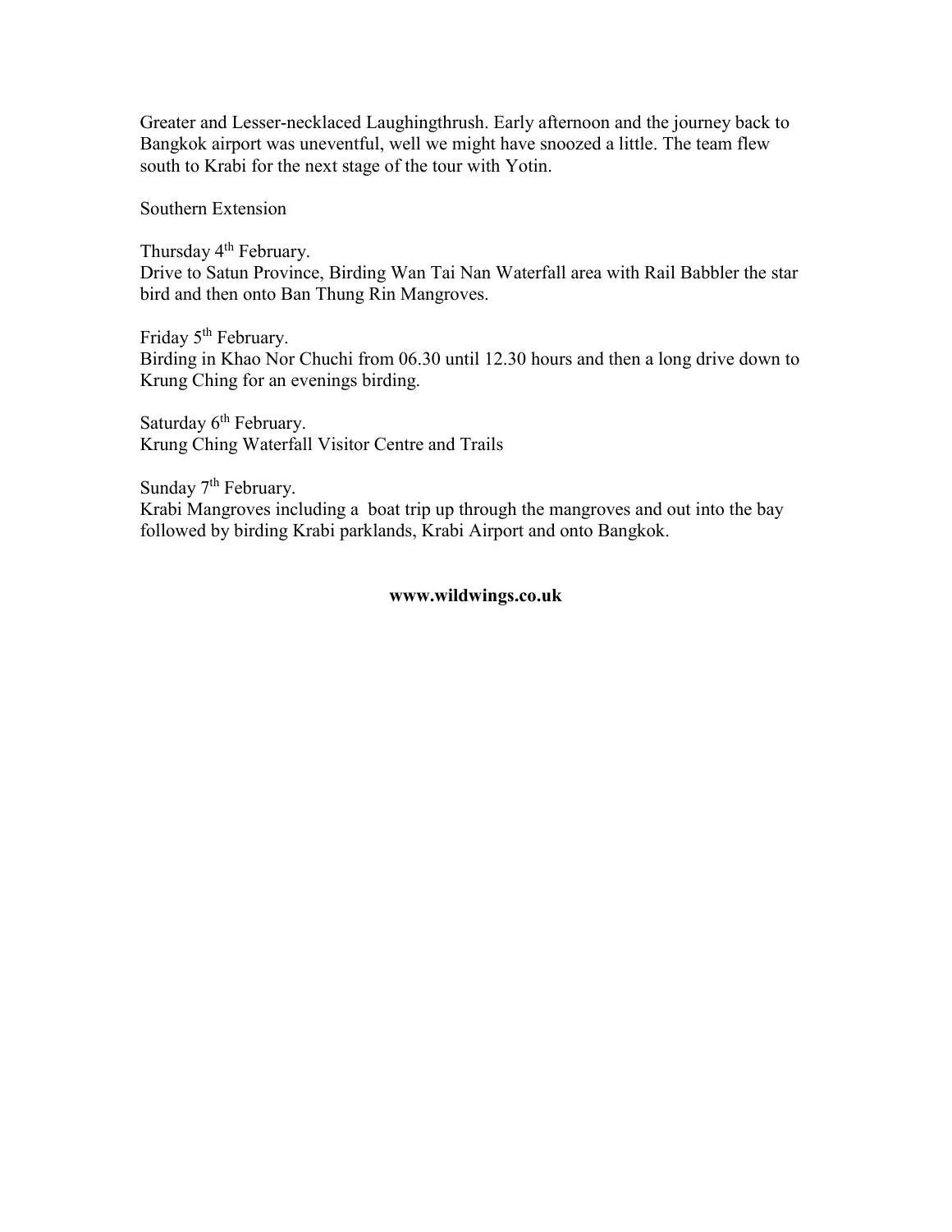Greater and Lesser-necklaced Laughingthrush. Early afternoon and the journey back to Bangkok airport was uneventful, well we might have snoozed a little. The team flew south to Krabi for the next stage of the tour with Yotin.

Southern Extension

Thursday 4th February.
Drive to Satun Province, Birding Wan Tai Nan Waterfall area with Rail Babbler the star bird and then onto Ban Thung Rin Mangroves.

Friday 5th February.
Birding in Khao Nor Chuchi from 06.30 until 12.30 hours and then a long drive down to Krung Ching for an evenings birding.

Saturday 6th February.
Krung Ching Waterfall Visitor Centre and Trails

Sunday 7th February.
Krabi Mangroves including a boat trip up through the mangroves and out into the bay followed by birding Krabi parklands, Krabi Airport and onto Bangkok.

**www.wildwings.co.uk**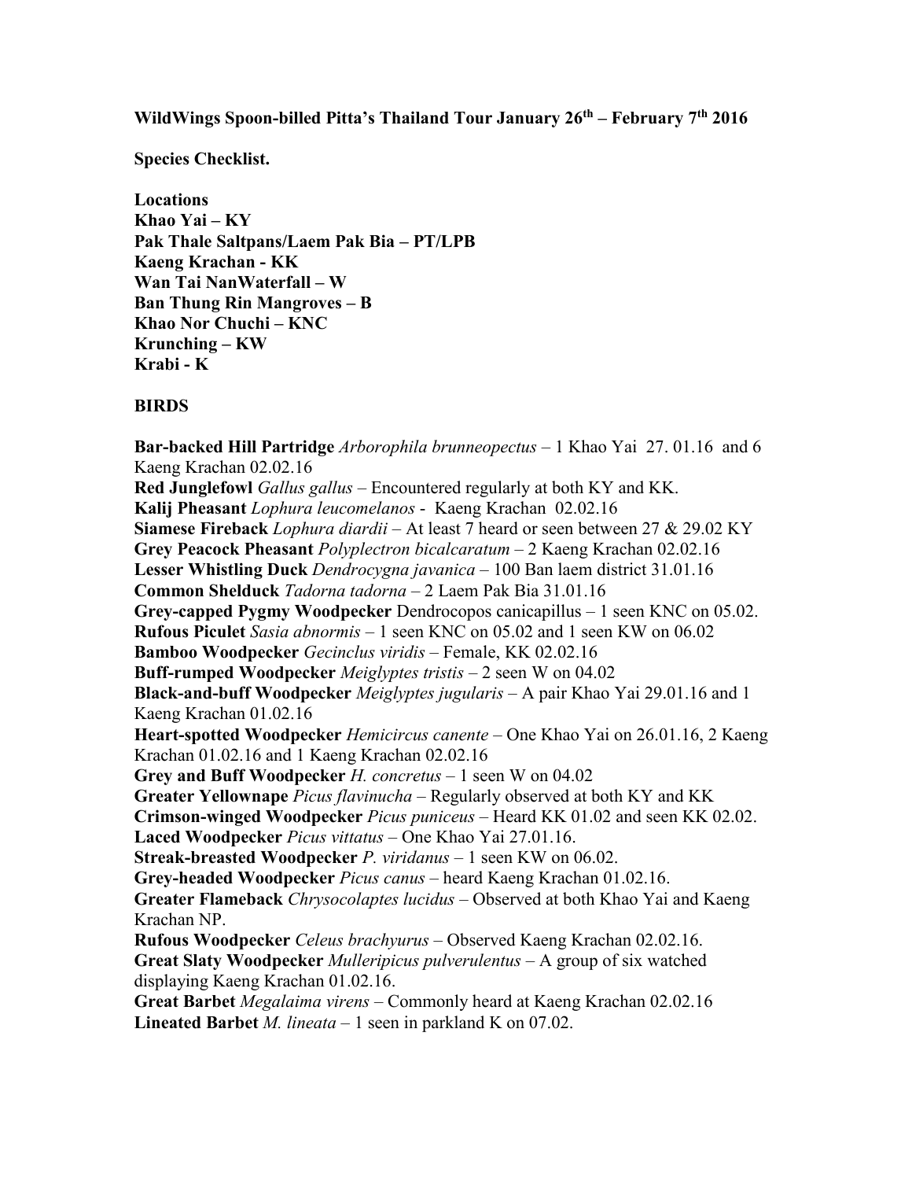**WildWings Spoon-billed Pitta's Thailand Tour January 26th – February 7th 2016**

**Species Checklist.**

**Locations**
**Khao Yai – KY**
**Pak Thale Saltpans/Laem Pak Bia – PT/LPB**
**Kaeng Krachan - KK**
**Wan Tai NanWaterfall – W**
**Ban Thung Rin Mangroves – B**
**Khao Nor Chuchi – KNC**
**Krunching – KW**
**Krabi - K**

**BIRDS**

**Bar-backed Hill Partridge** *Arborophila brunneopectus* – 1 Khao Yai 27. 01.16 and 6 Kaeng Krachan 02.02.16
**Red Junglefowl** *Gallus gallus* – Encountered regularly at both KY and KK.
**Kalij Pheasant** *Lophura leucomelanos* - Kaeng Krachan 02.02.16
**Siamese Fireback** *Lophura diardii* – At least 7 heard or seen between 27 & 29.02 KY
**Grey Peacock Pheasant** *Polyplectron bicalcaratum* – 2 Kaeng Krachan 02.02.16
**Lesser Whistling Duck** *Dendrocygna javanica* – 100 Ban laem district 31.01.16
**Common Shelduck** *Tadorna tadorna* – 2 Laem Pak Bia 31.01.16
**Grey-capped Pygmy Woodpecker** Dendrocopos canicapillus – 1 seen KNC on 05.02.
**Rufous Piculet** *Sasia abnormis* – 1 seen KNC on 05.02 and 1 seen KW on 06.02
**Bamboo Woodpecker** *Gecinclus viridis* – Female, KK 02.02.16
**Buff-rumped Woodpecker** *Meiglyptes tristis* – 2 seen W on 04.02
**Black-and-buff Woodpecker** *Meiglyptes jugularis* – A pair Khao Yai 29.01.16 and 1 Kaeng Krachan 01.02.16
**Heart-spotted Woodpecker** *Hemicircus canente* – One Khao Yai on 26.01.16, 2 Kaeng Krachan 01.02.16 and 1 Kaeng Krachan 02.02.16
**Grey and Buff Woodpecker** *H. concretus* – 1 seen W on 04.02
**Greater Yellownape** *Picus flavinucha* – Regularly observed at both KY and KK
**Crimson-winged Woodpecker** *Picus puniceus* – Heard KK 01.02 and seen KK 02.02.
**Laced Woodpecker** *Picus vittatus* – One Khao Yai 27.01.16.
**Streak-breasted Woodpecker** *P. viridanus* – 1 seen KW on 06.02.
**Grey-headed Woodpecker** *Picus canus* – heard Kaeng Krachan 01.02.16.
**Greater Flameback** *Chrysocolaptes lucidus* – Observed at both Khao Yai and Kaeng Krachan NP.
**Rufous Woodpecker** *Celeus brachyurus* – Observed Kaeng Krachan 02.02.16.
**Great Slaty Woodpecker** *Mulleripicus pulverulentus* – A group of six watched displaying Kaeng Krachan 01.02.16.
**Great Barbet** *Megalaima virens* – Commonly heard at Kaeng Krachan 02.02.16
**Lineated Barbet** *M. lineata* – 1 seen in parkland K on 07.02.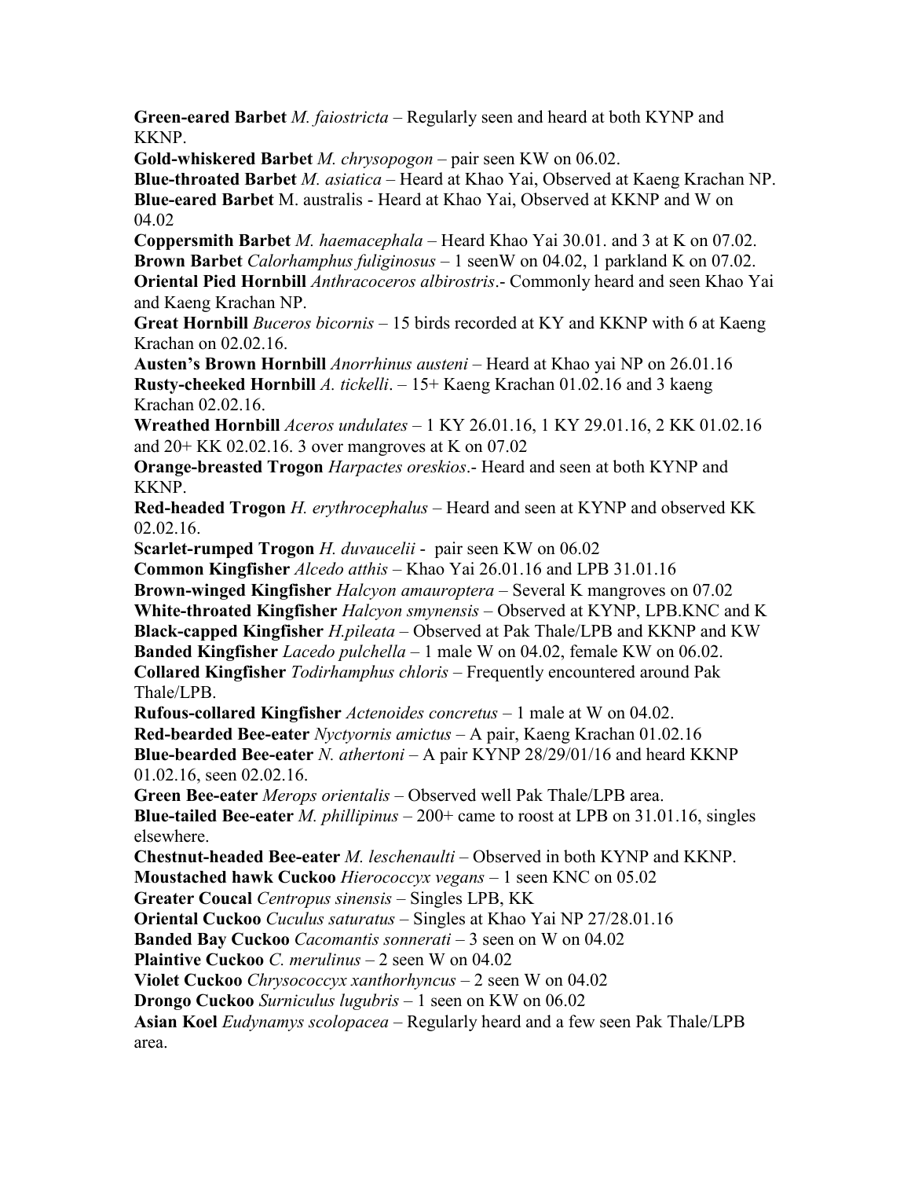**Green-eared Barbet** *M. faiostricta* – Regularly seen and heard at both KYNP and KKNP.

**Gold-whiskered Barbet** *M. chrysopogon* – pair seen KW on 06.02.

**Blue-throated Barbet** *M. asiatica* – Heard at Khao Yai, Observed at Kaeng Krachan NP.

**Blue-eared Barbet** M. australis - Heard at Khao Yai, Observed at KKNP and W on 04.02

**Coppersmith Barbet** *M. haemacephala* – Heard Khao Yai 30.01. and 3 at K on 07.02.

**Brown Barbet** *Calorhamphus fuliginosus* – 1 seenW on 04.02, 1 parkland K on 07.02.

**Oriental Pied Hornbill** *Anthracoceros albirostris*.- Commonly heard and seen Khao Yai and Kaeng Krachan NP.

**Great Hornbill** *Buceros bicornis* – 15 birds recorded at KY and KKNP with 6 at Kaeng Krachan on 02.02.16.

**Austen's Brown Hornbill** *Anorrhinus austeni* – Heard at Khao yai NP on 26.01.16

**Rusty-cheeked Hornbill** *A. tickelli*. – 15+ Kaeng Krachan 01.02.16 and 3 kaeng Krachan 02.02.16.

**Wreathed Hornbill** *Aceros undulates* – 1 KY 26.01.16, 1 KY 29.01.16, 2 KK 01.02.16 and 20+ KK 02.02.16. 3 over mangroves at K on 07.02

**Orange-breasted Trogon** *Harpactes oreskios*.- Heard and seen at both KYNP and KKNP.

**Red-headed Trogon** *H. erythrocephalus* – Heard and seen at KYNP and observed KK 02.02.16.

**Scarlet-rumped Trogon** *H. duvaucelii* - pair seen KW on 06.02

**Common Kingfisher** *Alcedo atthis* – Khao Yai 26.01.16 and LPB 31.01.16

**Brown-winged Kingfisher** *Halcyon amauroptera* – Several K mangroves on 07.02

**White-throated Kingfisher** *Halcyon smynensis* – Observed at KYNP, LPB.KNC and K

**Black-capped Kingfisher** *H.pileata* – Observed at Pak Thale/LPB and KKNP and KW

**Banded Kingfisher** *Lacedo pulchella* – 1 male W on 04.02, female KW on 06.02.

**Collared Kingfisher** *Todirhamphus chloris* – Frequently encountered around Pak Thale/LPB.

**Rufous-collared Kingfisher** *Actenoides concretus* – 1 male at W on 04.02.

**Red-bearded Bee-eater** *Nyctyornis amictus* – A pair, Kaeng Krachan 01.02.16

**Blue-bearded Bee-eater** *N. athertoni* – A pair KYNP 28/29/01/16 and heard KKNP 01.02.16, seen 02.02.16.

**Green Bee-eater** *Merops orientalis* – Observed well Pak Thale/LPB area.

**Blue-tailed Bee-eater** *M. phillipinus* – 200+ came to roost at LPB on 31.01.16, singles elsewhere.

**Chestnut-headed Bee-eater** *M. leschenaulti* – Observed in both KYNP and KKNP.

**Moustached hawk Cuckoo** *Hierococcyx vegans* – 1 seen KNC on 05.02

**Greater Coucal** *Centropus sinensis* – Singles LPB, KK

**Oriental Cuckoo** *Cuculus saturatus* – Singles at Khao Yai NP 27/28.01.16

**Banded Bay Cuckoo** *Cacomantis sonnerati* – 3 seen on W on 04.02

**Plaintive Cuckoo** *C. merulinus* – 2 seen W on 04.02

**Violet Cuckoo** *Chrysococcyx xanthorhyncus* – 2 seen W on 04.02

**Drongo Cuckoo** *Surniculus lugubris* – 1 seen on KW on 06.02

**Asian Koel** *Eudynamys scolopacea* – Regularly heard and a few seen Pak Thale/LPB area.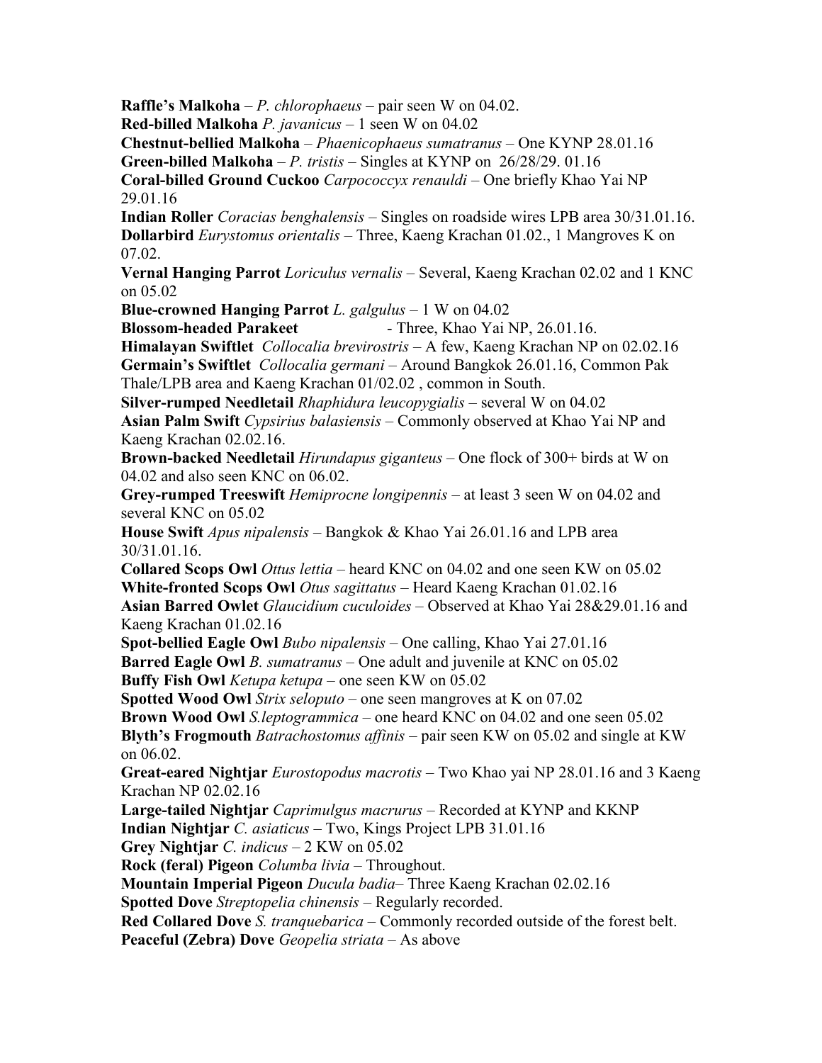**Raffle's Malkoha** – *P. chlorophaeus* – pair seen W on 04.02.
**Red-billed Malkoha** *P. javanicus* – 1 seen W on 04.02
**Chestnut-bellied Malkoha** – *Phaenicophaeus sumatranus* – One KYNP 28.01.16
**Green-billed Malkoha** – *P. tristis* – Singles at KYNP on 26/28/29. 01.16
**Coral-billed Ground Cuckoo** *Carpococcyx renauldi* – One briefly Khao Yai NP 29.01.16
**Indian Roller** *Coracias benghalensis* – Singles on roadside wires LPB area 30/31.01.16.
**Dollarbird** *Eurystomus orientalis* – Three, Kaeng Krachan 01.02., 1 Mangroves K on 07.02.
**Vernal Hanging Parrot** *Loriculus vernalis* – Several, Kaeng Krachan 02.02 and 1 KNC on 05.02
**Blue-crowned Hanging Parrot** *L. galgulus* – 1 W on 04.02
**Blossom-headed Parakeet** - Three, Khao Yai NP, 26.01.16.
**Himalayan Swiftlet** *Collocalia brevirostris* – A few, Kaeng Krachan NP on 02.02.16
**Germain's Swiftlet** *Collocalia germani* – Around Bangkok 26.01.16, Common Pak Thale/LPB area and Kaeng Krachan 01/02.02 , common in South.
**Silver-rumped Needletail** *Rhaphidura leucopygialis* – several W on 04.02
**Asian Palm Swift** *Cypsirius balasiensis* – Commonly observed at Khao Yai NP and Kaeng Krachan 02.02.16.
**Brown-backed Needletail** *Hirundapus giganteus* – One flock of 300+ birds at W on 04.02 and also seen KNC on 06.02.
**Grey-rumped Treeswift** *Hemiprocne longipennis* – at least 3 seen W on 04.02 and several KNC on 05.02
**House Swift** *Apus nipalensis* – Bangkok & Khao Yai 26.01.16 and LPB area 30/31.01.16.
**Collared Scops Owl** *Ottus lettia* – heard KNC on 04.02 and one seen KW on 05.02
**White-fronted Scops Owl** *Otus sagittatus* – Heard Kaeng Krachan 01.02.16
**Asian Barred Owlet** *Glaucidium cuculoides* – Observed at Khao Yai 28&29.01.16 and Kaeng Krachan 01.02.16
**Spot-bellied Eagle Owl** *Bubo nipalensis* – One calling, Khao Yai 27.01.16
**Barred Eagle Owl** *B. sumatranus* – One adult and juvenile at KNC on 05.02
**Buffy Fish Owl** *Ketupa ketupa* – one seen KW on 05.02
**Spotted Wood Owl** *Strix seloputo* – one seen mangroves at K on 07.02
**Brown Wood Owl** *S.leptogrammica* – one heard KNC on 04.02 and one seen 05.02
**Blyth's Frogmouth** *Batrachostomus affinis* – pair seen KW on 05.02 and single at KW on 06.02.
**Great-eared Nightjar** *Eurostopodus macrotis* – Two Khao yai NP 28.01.16 and 3 Kaeng Krachan NP 02.02.16
**Large-tailed Nightjar** *Caprimulgus macrurus* – Recorded at KYNP and KKNP
**Indian Nightjar** *C. asiaticus* – Two, Kings Project LPB 31.01.16
**Grey Nightjar** *C. indicus* – 2 KW on 05.02
**Rock (feral) Pigeon** *Columba livia* – Throughout.
**Mountain Imperial Pigeon** *Ducula badia*– Three Kaeng Krachan 02.02.16
**Spotted Dove** *Streptopelia chinensis* – Regularly recorded.
**Red Collared Dove** *S. tranquebarica* – Commonly recorded outside of the forest belt.
**Peaceful (Zebra) Dove** *Geopelia striata* – As above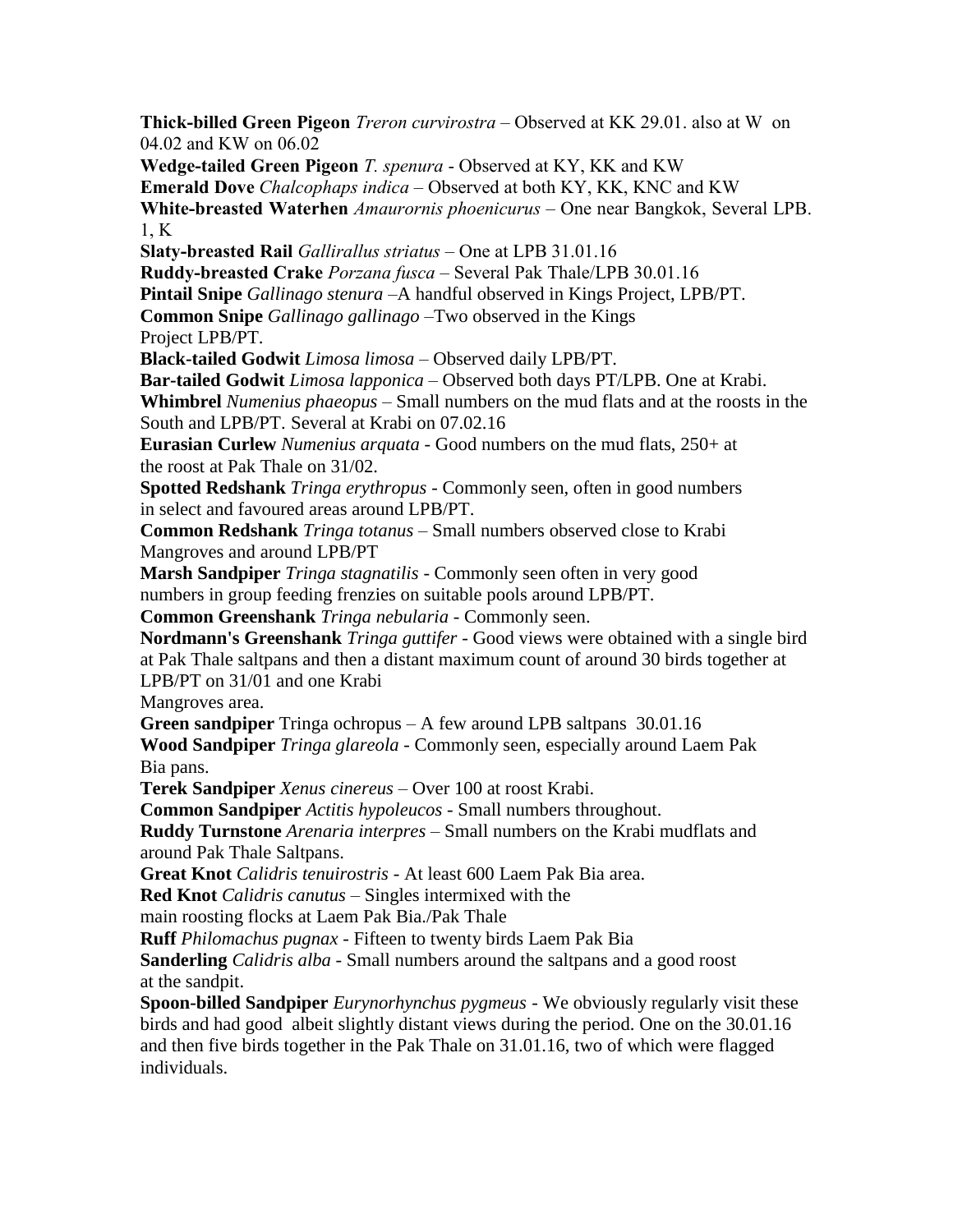**Thick-billed Green Pigeon** *Treron curvirostra* – Observed at KK 29.01. also at W on 04.02 and KW on 06.02

**Wedge-tailed Green Pigeon** *T. spenura* - Observed at KY, KK and KW

**Emerald Dove** *Chalcophaps indica* – Observed at both KY, KK, KNC and KW

**White-breasted Waterhen** *Amaurornis phoenicurus* – One near Bangkok, Several LPB. 1, K

**Slaty-breasted Rail** *Gallirallus striatus* – One at LPB 31.01.16

**Ruddy-breasted Crake** *Porzana fusca* – Several Pak Thale/LPB 30.01.16

**Pintail Snipe** *Gallinago stenura* –A handful observed in Kings Project, LPB/PT.

**Common Snipe** *Gallinago gallinago* –Two observed in the Kings Project LPB/PT.

**Black-tailed Godwit** *Limosa limosa* – Observed daily LPB/PT.

**Bar-tailed Godwit** *Limosa lapponica* – Observed both days PT/LPB. One at Krabi.

**Whimbrel** *Numenius phaeopus* – Small numbers on the mud flats and at the roosts in the South and LPB/PT. Several at Krabi on 07.02.16

**Eurasian Curlew** *Numenius arquata* - Good numbers on the mud flats, 250+ at the roost at Pak Thale on 31/02.

**Spotted Redshank** *Tringa erythropus* - Commonly seen, often in good numbers in select and favoured areas around LPB/PT.

**Common Redshank** *Tringa totanus* – Small numbers observed close to Krabi Mangroves and around LPB/PT

**Marsh Sandpiper** *Tringa stagnatilis* - Commonly seen often in very good numbers in group feeding frenzies on suitable pools around LPB/PT.

**Common Greenshank** *Tringa nebularia* - Commonly seen.

**Nordmann's Greenshank** *Tringa guttifer* - Good views were obtained with a single bird at Pak Thale saltpans and then a distant maximum count of around 30 birds together at LPB/PT on 31/01 and one Krabi Mangroves area.

**Green sandpiper** Tringa ochropus – A few around LPB saltpans 30.01.16

**Wood Sandpiper** *Tringa glareola* - Commonly seen, especially around Laem Pak Bia pans.

**Terek Sandpiper** *Xenus cinereus* – Over 100 at roost Krabi.

**Common Sandpiper** *Actitis hypoleucos* - Small numbers throughout.

**Ruddy Turnstone** *Arenaria interpres* – Small numbers on the Krabi mudflats and around Pak Thale Saltpans.

**Great Knot** *Calidris tenuirostris* - At least 600 Laem Pak Bia area.

**Red Knot** *Calidris canutus* – Singles intermixed with the main roosting flocks at Laem Pak Bia./Pak Thale

**Ruff** *Philomachus pugnax* - Fifteen to twenty birds Laem Pak Bia

**Sanderling** *Calidris alba* - Small numbers around the saltpans and a good roost at the sandpit.

**Spoon-billed Sandpiper** *Eurynorhynchus pygmeus* - We obviously regularly visit these birds and had good albeit slightly distant views during the period. One on the 30.01.16 and then five birds together in the Pak Thale on 31.01.16, two of which were flagged individuals.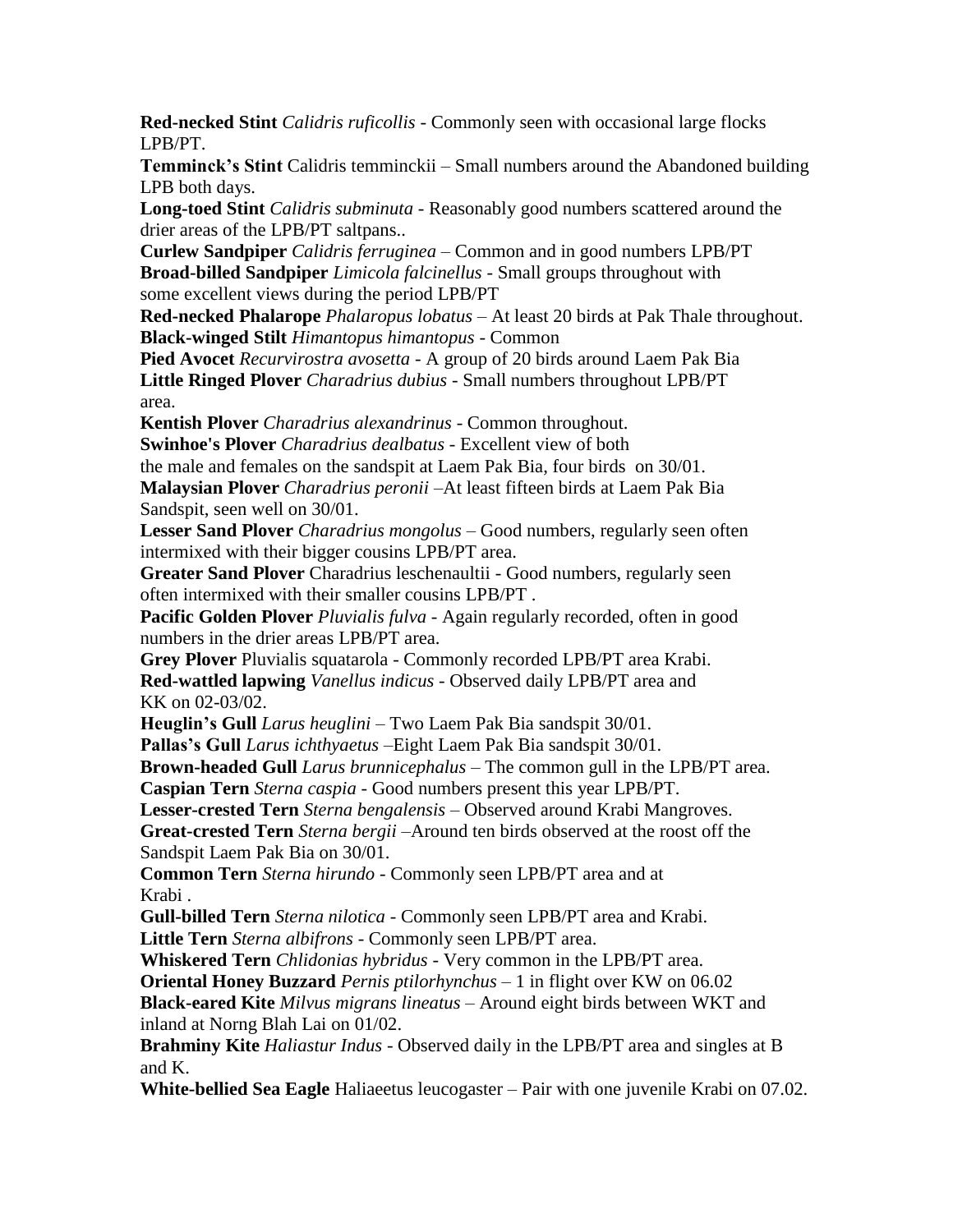**Red-necked Stint** *Calidris ruficollis* - Commonly seen with occasional large flocks LPB/PT.

**Temminck's Stint** Calidris temminckii – Small numbers around the Abandoned building LPB both days.

**Long-toed Stint** *Calidris subminuta* - Reasonably good numbers scattered around the drier areas of the LPB/PT saltpans..

**Curlew Sandpiper** *Calidris ferruginea* – Common and in good numbers LPB/PT

**Broad-billed Sandpiper** *Limicola falcinellus* - Small groups throughout with some excellent views during the period LPB/PT

**Red-necked Phalarope** *Phalaropus lobatus* – At least 20 birds at Pak Thale throughout.

**Black-winged Stilt** *Himantopus himantopus* - Common

**Pied Avocet** *Recurvirostra avosetta* - A group of 20 birds around Laem Pak Bia

**Little Ringed Plover** *Charadrius dubius* - Small numbers throughout LPB/PT area.

**Kentish Plover** *Charadrius alexandrinus* - Common throughout.

**Swinhoe's Plover** *Charadrius dealbatus* - Excellent view of both the male and females on the sandspit at Laem Pak Bia, four birds on 30/01.

**Malaysian Plover** *Charadrius peronii* –At least fifteen birds at Laem Pak Bia Sandspit, seen well on 30/01.

**Lesser Sand Plover** *Charadrius mongolus* – Good numbers, regularly seen often intermixed with their bigger cousins LPB/PT area.

**Greater Sand Plover** Charadrius leschenaultii - Good numbers, regularly seen often intermixed with their smaller cousins LPB/PT .

**Pacific Golden Plover** *Pluvialis fulva* - Again regularly recorded, often in good numbers in the drier areas LPB/PT area.

**Grey Plover** Pluvialis squatarola - Commonly recorded LPB/PT area Krabi.

**Red-wattled lapwing** *Vanellus indicus* - Observed daily LPB/PT area and KK on 02-03/02.

**Heuglin's Gull** *Larus heuglini* – Two Laem Pak Bia sandspit 30/01.

**Pallas's Gull** *Larus ichthyaetus* –Eight Laem Pak Bia sandspit 30/01.

**Brown-headed Gull** *Larus brunnicephalus* – The common gull in the LPB/PT area.

**Caspian Tern** *Sterna caspia* - Good numbers present this year LPB/PT.

**Lesser-crested Tern** *Sterna bengalensis* – Observed around Krabi Mangroves.

**Great-crested Tern** *Sterna bergii* –Around ten birds observed at the roost off the Sandspit Laem Pak Bia on 30/01.

**Common Tern** *Sterna hirundo* - Commonly seen LPB/PT area and at Krabi .

**Gull-billed Tern** *Sterna nilotica* - Commonly seen LPB/PT area and Krabi.

**Little Tern** *Sterna albifrons* - Commonly seen LPB/PT area.

**Whiskered Tern** *Chlidonias hybridus* - Very common in the LPB/PT area.

**Oriental Honey Buzzard** *Pernis ptilorhynchus* – 1 in flight over KW on 06.02

**Black-eared Kite** *Milvus migrans lineatus* – Around eight birds between WKT and inland at Norng Blah Lai on 01/02.

**Brahminy Kite** *Haliastur Indus* - Observed daily in the LPB/PT area and singles at B and K.

**White-bellied Sea Eagle** Haliaeetus leucogaster – Pair with one juvenile Krabi on 07.02.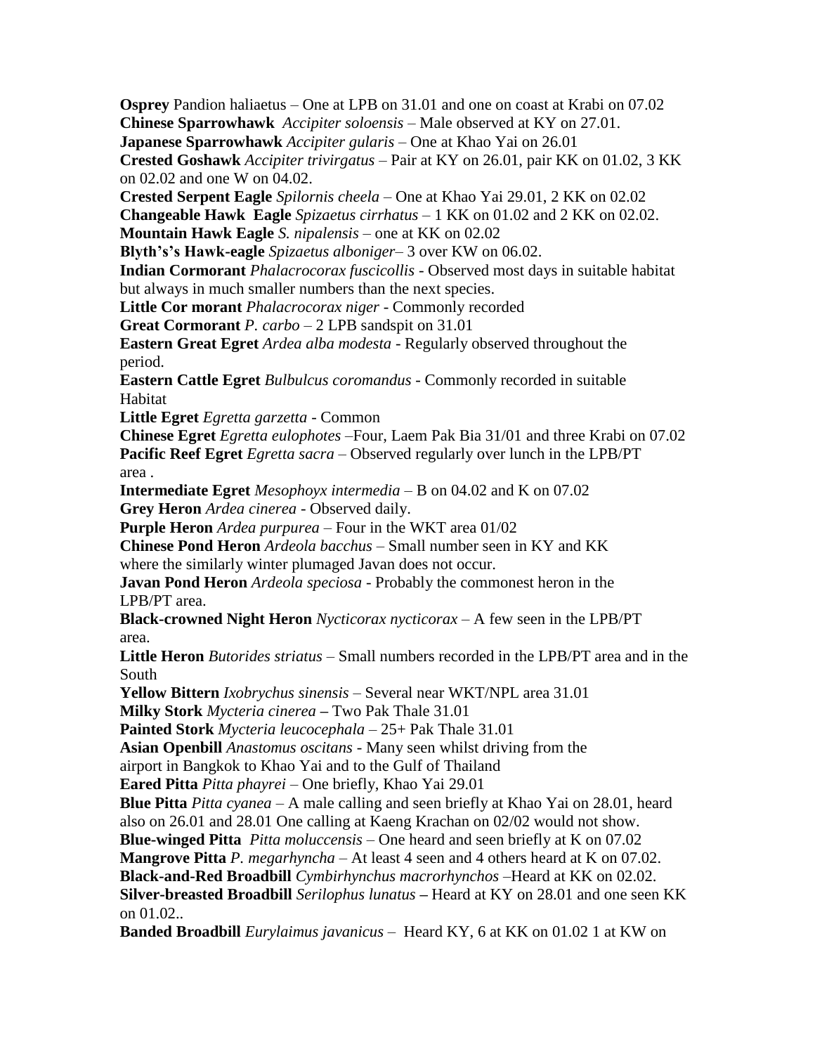**Osprey** Pandion haliaetus – One at LPB on 31.01 and one on coast at Krabi on 07.02
**Chinese Sparrowhawk** *Accipiter soloensis* – Male observed at KY on 27.01.
**Japanese Sparrowhawk** *Accipiter gularis* – One at Khao Yai on 26.01
**Crested Goshawk** *Accipiter trivirgatus* – Pair at KY on 26.01, pair KK on 01.02, 3 KK on 02.02 and one W on 04.02.
**Crested Serpent Eagle** *Spilornis cheela* – One at Khao Yai 29.01, 2 KK on 02.02
**Changeable Hawk Eagle** *Spizaetus cirrhatus* – 1 KK on 01.02 and 2 KK on 02.02.
**Mountain Hawk Eagle** *S. nipalensis* – one at KK on 02.02
**Blyth's's Hawk-eagle** *Spizaetus alboniger*– 3 over KW on 06.02.
**Indian Cormorant** *Phalacrocorax fuscicollis* - Observed most days in suitable habitat but always in much smaller numbers than the next species.
**Little Cor morant** *Phalacrocorax niger* - Commonly recorded
**Great Cormorant** *P. carbo* – 2 LPB sandspit on 31.01
**Eastern Great Egret** *Ardea alba modesta* - Regularly observed throughout the period.
**Eastern Cattle Egret** *Bulbulcus coromandus* - Commonly recorded in suitable Habitat
**Little Egret** *Egretta garzetta* - Common
**Chinese Egret** *Egretta eulophotes* –Four, Laem Pak Bia 31/01 and three Krabi on 07.02
**Pacific Reef Egret** *Egretta sacra* – Observed regularly over lunch in the LPB/PT area .
**Intermediate Egret** *Mesophoyx intermedia* – B on 04.02 and K on 07.02
**Grey Heron** *Ardea cinerea* - Observed daily.
**Purple Heron** *Ardea purpurea* – Four in the WKT area 01/02
**Chinese Pond Heron** *Ardeola bacchus* – Small number seen in KY and KK where the similarly winter plumaged Javan does not occur.
**Javan Pond Heron** *Ardeola speciosa* - Probably the commonest heron in the LPB/PT area.
**Black-crowned Night Heron** *Nycticorax nycticorax* – A few seen in the LPB/PT area.
**Little Heron** *Butorides striatus* – Small numbers recorded in the LPB/PT area and in the South
**Yellow Bittern** *Ixobrychus sinensis* – Several near WKT/NPL area 31.01
**Milky Stork** *Mycteria cinerea* **–** Two Pak Thale 31.01
**Painted Stork** *Mycteria leucocephala* – 25+ Pak Thale 31.01
**Asian Openbill** *Anastomus oscitans* - Many seen whilst driving from the airport in Bangkok to Khao Yai and to the Gulf of Thailand
**Eared Pitta** *Pitta phayrei* – One briefly, Khao Yai 29.01
**Blue Pitta** *Pitta cyanea* – A male calling and seen briefly at Khao Yai on 28.01, heard also on 26.01 and 28.01 One calling at Kaeng Krachan on 02/02 would not show.
**Blue-winged Pitta** *Pitta moluccensis* – One heard and seen briefly at K on 07.02
**Mangrove Pitta** *P. megarhyncha* – At least 4 seen and 4 others heard at K on 07.02.
**Black-and-Red Broadbill** *Cymbirhynchus macrorhynchos* –Heard at KK on 02.02.
**Silver-breasted Broadbill** *Serilophus lunatus* **–** Heard at KY on 28.01 and one seen KK on 01.02..
**Banded Broadbill** *Eurylaimus javanicus* – Heard KY, 6 at KK on 01.02 1 at KW on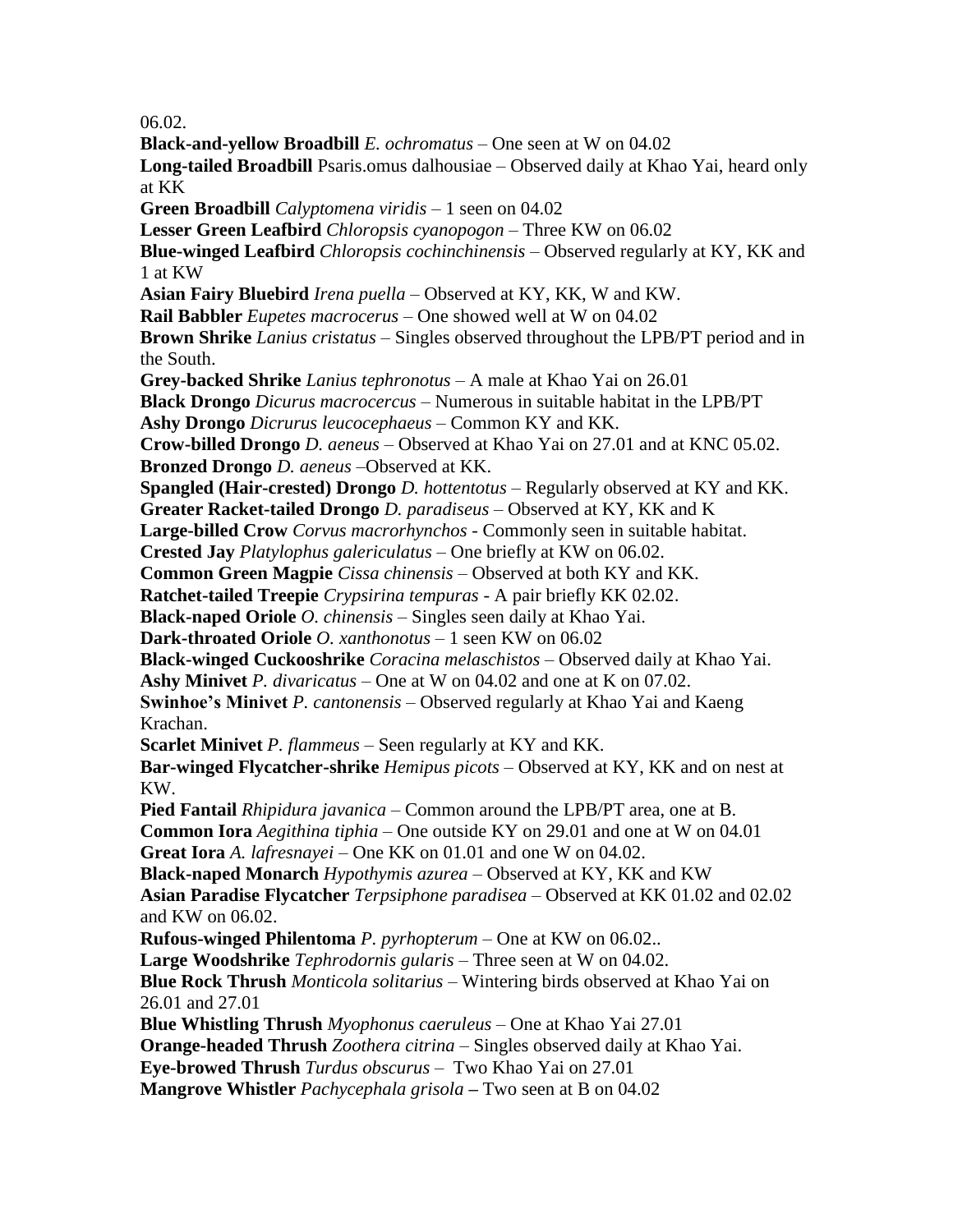06.02.

**Black-and-yellow Broadbill** *E. ochromatus* – One seen at W on 04.02

**Long-tailed Broadbill** Psaris.omus dalhousiae – Observed daily at Khao Yai, heard only at KK

**Green Broadbill** *Calyptomena viridis* – 1 seen on 04.02

**Lesser Green Leafbird** *Chloropsis cyanopogon* – Three KW on 06.02

**Blue-winged Leafbird** *Chloropsis cochinchinensis* – Observed regularly at KY, KK and 1 at KW

**Asian Fairy Bluebird** *Irena puella* – Observed at KY, KK, W and KW.

**Rail Babbler** *Eupetes macrocerus* – One showed well at W on 04.02

**Brown Shrike** *Lanius cristatus* – Singles observed throughout the LPB/PT period and in the South.

**Grey-backed Shrike** *Lanius tephronotus* – A male at Khao Yai on 26.01

**Black Drongo** *Dicurus macrocercus* – Numerous in suitable habitat in the LPB/PT

**Ashy Drongo** *Dicrurus leucocephaeus* – Common KY and KK.

**Crow-billed Drongo** *D. aeneus* – Observed at Khao Yai on 27.01 and at KNC 05.02.

**Bronzed Drongo** *D. aeneus* –Observed at KK.

**Spangled (Hair-crested) Drongo** *D. hottentotus* – Regularly observed at KY and KK.

**Greater Racket-tailed Drongo** *D. paradiseus* – Observed at KY, KK and K

**Large-billed Crow** *Corvus macrorhynchos* - Commonly seen in suitable habitat.

**Crested Jay** *Platylophus galericulatus* – One briefly at KW on 06.02.

**Common Green Magpie** *Cissa chinensis* – Observed at both KY and KK.

**Ratchet-tailed Treepie** *Crypsirina tempuras* - A pair briefly KK 02.02.

**Black-naped Oriole** *O. chinensis* – Singles seen daily at Khao Yai.

**Dark-throated Oriole** *O. xanthonotus* – 1 seen KW on 06.02

**Black-winged Cuckooshrike** *Coracina melaschistos* – Observed daily at Khao Yai.

**Ashy Minivet** *P. divaricatus* – One at W on 04.02 and one at K on 07.02.

**Swinhoe's Minivet** *P. cantonensis* – Observed regularly at Khao Yai and Kaeng Krachan.

**Scarlet Minivet** *P. flammeus* – Seen regularly at KY and KK.

**Bar-winged Flycatcher-shrike** *Hemipus picots* – Observed at KY, KK and on nest at KW.

**Pied Fantail** *Rhipidura javanica* – Common around the LPB/PT area, one at B.

**Common Iora** *Aegithina tiphia* – One outside KY on 29.01 and one at W on 04.01

**Great Iora** *A. lafresnayei* – One KK on 01.01 and one W on 04.02.

**Black-naped Monarch** *Hypothymis azurea* – Observed at KY, KK and KW

**Asian Paradise Flycatcher** *Terpsiphone paradisea* – Observed at KK 01.02 and 02.02 and KW on 06.02.

**Rufous-winged Philentoma** *P. pyrhopterum* – One at KW on 06.02..

**Large Woodshrike** *Tephrodornis gularis* – Three seen at W on 04.02.

**Blue Rock Thrush** *Monticola solitarius* – Wintering birds observed at Khao Yai on 26.01 and 27.01

**Blue Whistling Thrush** *Myophonus caeruleus* – One at Khao Yai 27.01

**Orange-headed Thrush** *Zoothera citrina* – Singles observed daily at Khao Yai.

**Eye-browed Thrush** *Turdus obscurus* – Two Khao Yai on 27.01

**Mangrove Whistler** *Pachycephala grisola* **–** Two seen at B on 04.02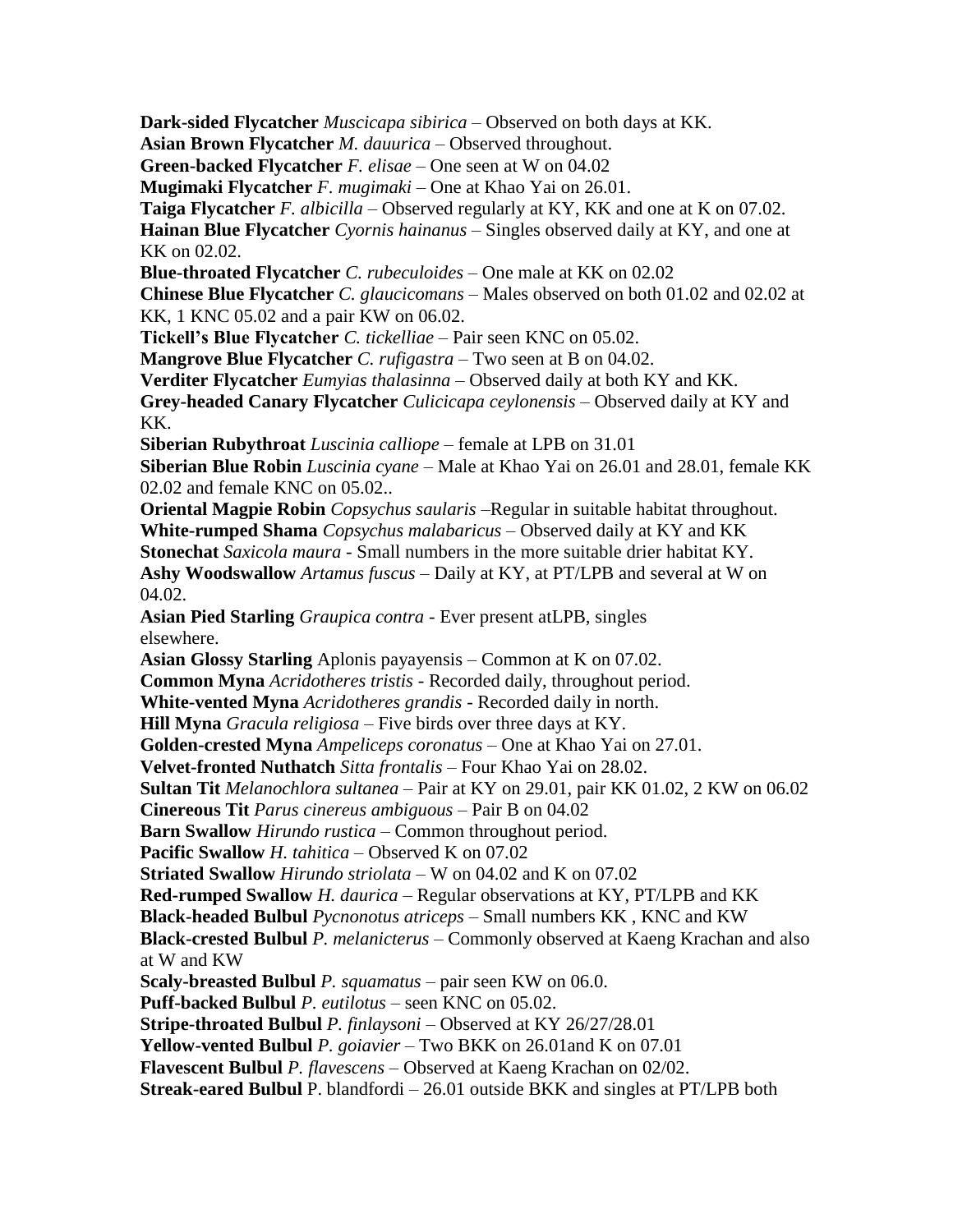**Dark-sided Flycatcher** *Muscicapa sibirica* – Observed on both days at KK.
**Asian Brown Flycatcher** *M. dauurica* – Observed throughout.
**Green-backed Flycatcher** *F. elisae* – One seen at W on 04.02
**Mugimaki Flycatcher** *F. mugimaki* – One at Khao Yai on 26.01.
**Taiga Flycatcher** *F. albicilla* – Observed regularly at KY, KK and one at K on 07.02.
**Hainan Blue Flycatcher** *Cyornis hainanus* – Singles observed daily at KY, and one at KK on 02.02.
**Blue-throated Flycatcher** *C. rubeculoides* – One male at KK on 02.02
**Chinese Blue Flycatcher** *C. glaucicomans* – Males observed on both 01.02 and 02.02 at KK, 1 KNC 05.02 and a pair KW on 06.02.
**Tickell's Blue Flycatcher** *C. tickelliae* – Pair seen KNC on 05.02.
**Mangrove Blue Flycatcher** *C. rufigastra* – Two seen at B on 04.02.
**Verditer Flycatcher** *Eumyias thalasinna* – Observed daily at both KY and KK.
**Grey-headed Canary Flycatcher** *Culicicapa ceylonensis* – Observed daily at KY and KK.
**Siberian Rubythroat** *Luscinia calliope* – female at LPB on 31.01
**Siberian Blue Robin** *Luscinia cyane* – Male at Khao Yai on 26.01 and 28.01, female KK 02.02 and female KNC on 05.02..
**Oriental Magpie Robin** *Copsychus saularis* –Regular in suitable habitat throughout.
**White-rumped Shama** *Copsychus malabaricus* – Observed daily at KY and KK
**Stonechat** *Saxicola maura* - Small numbers in the more suitable drier habitat KY.
**Ashy Woodswallow** *Artamus fuscus* – Daily at KY, at PT/LPB and several at W on 04.02.
**Asian Pied Starling** *Graupica contra* - Ever present atLPB, singles elsewhere.
**Asian Glossy Starling** Aplonis payayensis – Common at K on 07.02.
**Common Myna** *Acridotheres tristis* - Recorded daily, throughout period.
**White-vented Myna** *Acridotheres grandis* - Recorded daily in north.
**Hill Myna** *Gracula religiosa* – Five birds over three days at KY.
**Golden-crested Myna** *Ampeliceps coronatus* – One at Khao Yai on 27.01.
**Velvet-fronted Nuthatch** *Sitta frontalis* – Four Khao Yai on 28.02.
**Sultan Tit** *Melanochlora sultanea* – Pair at KY on 29.01, pair KK 01.02, 2 KW on 06.02
**Cinereous Tit** *Parus cinereus ambiguous* – Pair B on 04.02
**Barn Swallow** *Hirundo rustica* – Common throughout period.
**Pacific Swallow** *H. tahitica* – Observed K on 07.02
**Striated Swallow** *Hirundo striolata* – W on 04.02 and K on 07.02
**Red-rumped Swallow** *H. daurica* – Regular observations at KY, PT/LPB and KK
**Black-headed Bulbul** *Pycnonotus atriceps* – Small numbers KK , KNC and KW
**Black-crested Bulbul** *P. melanicterus* – Commonly observed at Kaeng Krachan and also at W and KW
**Scaly-breasted Bulbul** *P. squamatus* – pair seen KW on 06.0.
**Puff-backed Bulbul** *P. eutilotus* – seen KNC on 05.02.
**Stripe-throated Bulbul** *P. finlaysoni* – Observed at KY 26/27/28.01
**Yellow-vented Bulbul** *P. goiavier* – Two BKK on 26.01and K on 07.01
**Flavescent Bulbul** *P. flavescens* – Observed at Kaeng Krachan on 02/02.
**Streak-eared Bulbul** P. blandfordi – 26.01 outside BKK and singles at PT/LPB both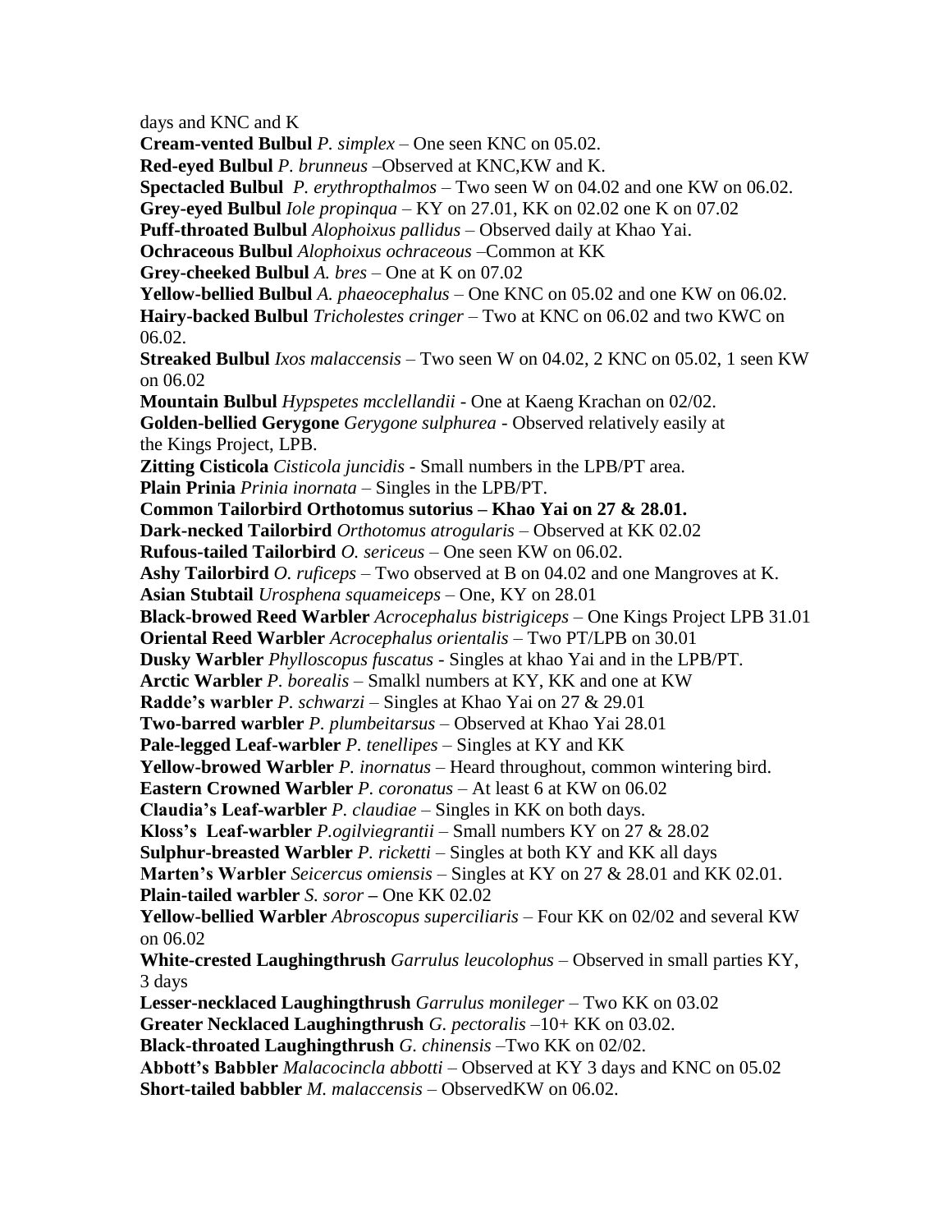days and KNC and K

**Cream-vented Bulbul** *P. simplex* – One seen KNC on 05.02.

**Red-eyed Bulbul** *P. brunneus* –Observed at KNC,KW and K.

**Spectacled Bulbul** *P. erythropthalmos* – Two seen W on 04.02 and one KW on 06.02.

**Grey-eyed Bulbul** *Iole propinqua* – KY on 27.01, KK on 02.02 one K on 07.02

**Puff-throated Bulbul** *Alophoixus pallidus* – Observed daily at Khao Yai.

**Ochraceous Bulbul** *Alophoixus ochraceous* –Common at KK

**Grey-cheeked Bulbul** *A. bres* – One at K on 07.02

**Yellow-bellied Bulbul** *A. phaeocephalus* – One KNC on 05.02 and one KW on 06.02.

**Hairy-backed Bulbul** *Tricholestes cringer* – Two at KNC on 06.02 and two KWC on 06.02.

**Streaked Bulbul** *Ixos malaccensis* – Two seen W on 04.02, 2 KNC on 05.02, 1 seen KW on 06.02

**Mountain Bulbul** *Hypspetes mcclellandii* - One at Kaeng Krachan on 02/02.

**Golden-bellied Gerygone** *Gerygone sulphurea* - Observed relatively easily at the Kings Project, LPB.

**Zitting Cisticola** *Cisticola juncidis* - Small numbers in the LPB/PT area.

**Plain Prinia** *Prinia inornata* – Singles in the LPB/PT.

**Common Tailorbird Orthotomus sutorius – Khao Yai on 27 & 28.01.**

**Dark-necked Tailorbird** *Orthotomus atrogularis* – Observed at KK 02.02

**Rufous-tailed Tailorbird** *O. sericeus* – One seen KW on 06.02.

**Ashy Tailorbird** *O. ruficeps* – Two observed at B on 04.02 and one Mangroves at K.

**Asian Stubtail** *Urosphena squameiceps* – One, KY on 28.01

**Black-browed Reed Warbler** *Acrocephalus bistrigiceps* – One Kings Project LPB 31.01

**Oriental Reed Warbler** *Acrocephalus orientalis* – Two PT/LPB on 30.01

**Dusky Warbler** *Phylloscopus fuscatus* - Singles at khao Yai and in the LPB/PT.

**Arctic Warbler** *P. borealis* – Smalkl numbers at KY, KK and one at KW

**Radde's warbler** *P. schwarzi* – Singles at Khao Yai on 27 & 29.01

**Two-barred warbler** *P. plumbeitarsus* – Observed at Khao Yai 28.01

**Pale-legged Leaf-warbler** *P. tenellipes* – Singles at KY and KK

**Yellow-browed Warbler** *P. inornatus* – Heard throughout, common wintering bird.

**Eastern Crowned Warbler** *P. coronatus* – At least 6 at KW on 06.02

**Claudia's Leaf-warbler** *P. claudiae* – Singles in KK on both days.

**Kloss's Leaf-warbler** *P.ogilviegrantii* – Small numbers KY on 27 & 28.02

**Sulphur-breasted Warbler** *P. ricketti* – Singles at both KY and KK all days

**Marten's Warbler** *Seicercus omiensis* – Singles at KY on 27 & 28.01 and KK 02.01.

**Plain-tailed warbler** *S. soror* **–** One KK 02.02

**Yellow-bellied Warbler** *Abroscopus superciliaris* – Four KK on 02/02 and several KW on 06.02

**White-crested Laughingthrush** *Garrulus leucolophus* – Observed in small parties KY, 3 days

**Lesser-necklaced Laughingthrush** *Garrulus monileger* – Two KK on 03.02

**Greater Necklaced Laughingthrush** *G. pectoralis* –10+ KK on 03.02.

**Black-throated Laughingthrush** *G. chinensis* –Two KK on 02/02.

**Abbott's Babbler** *Malacocincla abbotti* – Observed at KY 3 days and KNC on 05.02

**Short-tailed babbler** *M. malaccensis* – ObservedKW on 06.02.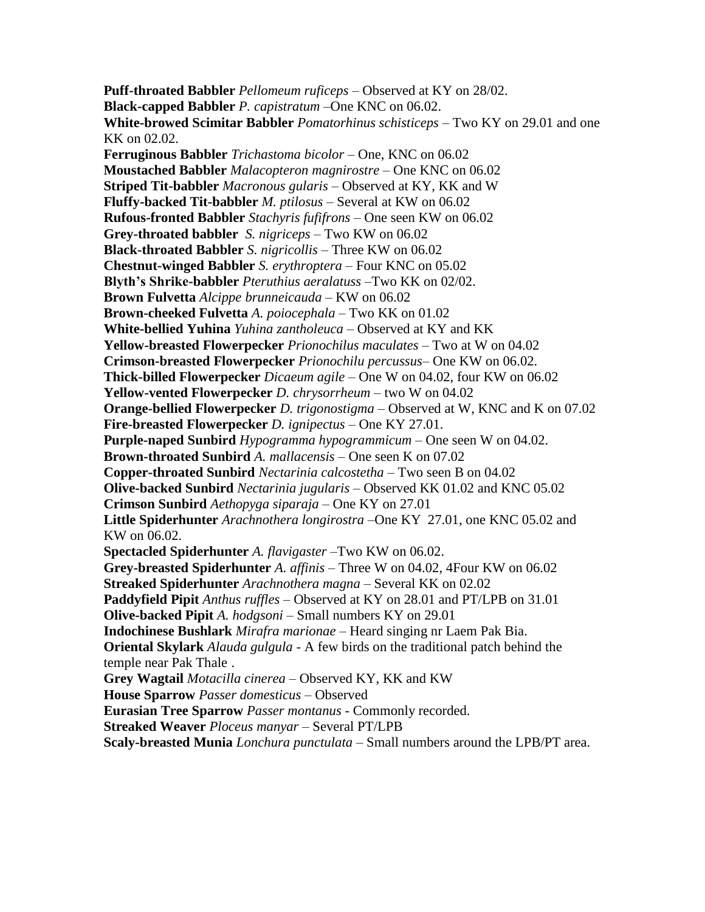**Puff-throated Babbler** *Pellomeum ruficeps* – Observed at KY on 28/02.
**Black-capped Babbler** *P. capistratum* –One KNC on 06.02.
**White-browed Scimitar Babbler** *Pomatorhinus schisticeps* – Two KY on 29.01 and one KK on 02.02.
**Ferruginous Babbler** *Trichastoma bicolor* – One, KNC on 06.02
**Moustached Babbler** *Malacopteron magnirostre* – One KNC on 06.02
**Striped Tit-babbler** *Macronous gularis* – Observed at KY, KK and W
**Fluffy-backed Tit-babbler** *M. ptilosus* – Several at KW on 06.02
**Rufous-fronted Babbler** *Stachyris fufifrons* – One seen KW on 06.02
**Grey-throated babbler** *S. nigriceps* – Two KW on 06.02
**Black-throated Babbler** *S. nigricollis* – Three KW on 06.02
**Chestnut-winged Babbler** *S. erythroptera* – Four KNC on 05.02
**Blyth's Shrike-babbler** *Pteruthius aeralatuss* –Two KK on 02/02.
**Brown Fulvetta** *Alcippe brunneicauda* – KW on 06.02
**Brown-cheeked Fulvetta** *A. poiocephala* – Two KK on 01.02
**White-bellied Yuhina** *Yuhina zantholeuca* – Observed at KY and KK
**Yellow-breasted Flowerpecker** *Prionochilus maculates* – Two at W on 04.02
**Crimson-breasted Flowerpecker** *Prionochilu percussus*– One KW on 06.02.
**Thick-billed Flowerpecker** *Dicaeum agile* – One W on 04.02, four KW on 06.02
**Yellow-vented Flowerpecker** *D. chrysorrheum* – two W on 04.02
**Orange-bellied Flowerpecker** *D. trigonostigma* – Observed at W, KNC and K on 07.02
**Fire-breasted Flowerpecker** *D. ignipectus* – One KY 27.01.
**Purple-naped Sunbird** *Hypogramma hypogrammicum* – One seen W on 04.02.
**Brown-throated Sunbird** *A. mallacensis* – One seen K on 07.02
**Copper-throated Sunbird** *Nectarinia calcostetha* – Two seen B on 04.02
**Olive-backed Sunbird** *Nectarinia jugularis* – Observed KK 01.02 and KNC 05.02
**Crimson Sunbird** *Aethopyga siparaja* – One KY on 27.01
**Little Spiderhunter** *Arachnothera longirostra* –One KY 27.01, one KNC 05.02 and KW on 06.02.
**Spectacled Spiderhunter** *A. flavigaster* –Two KW on 06.02.
**Grey-breasted Spiderhunter** *A. affinis* – Three W on 04.02, 4Four KW on 06.02
**Streaked Spiderhunter** *Arachnothera magna* – Several KK on 02.02
**Paddyfield Pipit** *Anthus ruffles* – Observed at KY on 28.01 and PT/LPB on 31.01
**Olive-backed Pipit** *A. hodgsoni* – Small numbers KY on 29.01
**Indochinese Bushlark** *Mirafra marionae* – Heard singing nr Laem Pak Bia.
**Oriental Skylark** *Alauda gulgula* - A few birds on the traditional patch behind the temple near Pak Thale .
**Grey Wagtail** *Motacilla cinerea* – Observed KY, KK and KW
**House Sparrow** *Passer domesticus* – Observed
**Eurasian Tree Sparrow** *Passer montanus* - Commonly recorded.
**Streaked Weaver** *Ploceus manyar* – Several PT/LPB
**Scaly-breasted Munia** *Lonchura punctulata* – Small numbers around the LPB/PT area.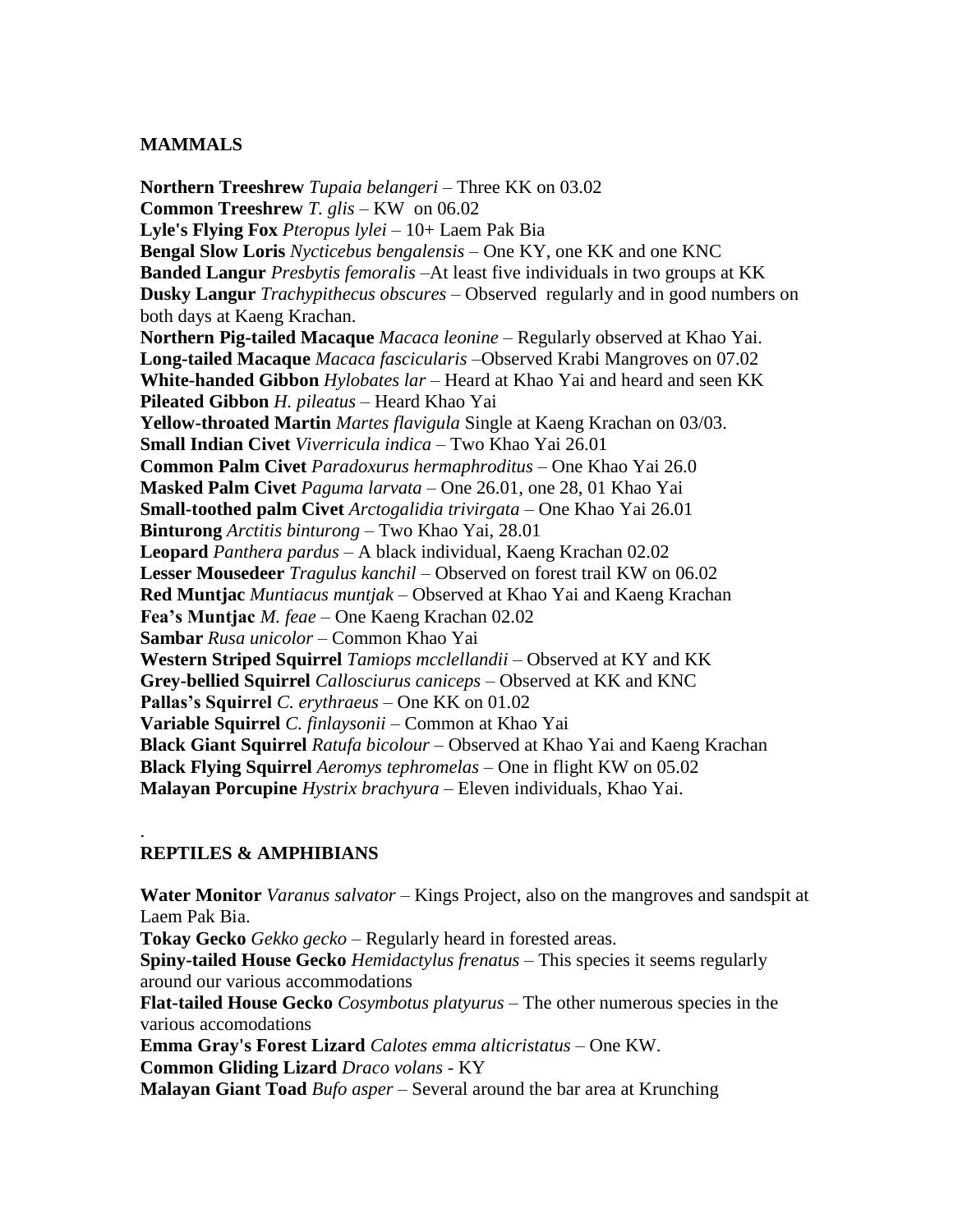## MAMMALS

**Northern Treeshrew** *Tupaia belangeri* – Three KK on 03.02
**Common Treeshrew** *T. glis* – KW on 06.02
**Lyle's Flying Fox** *Pteropus lylei* – 10+ Laem Pak Bia
**Bengal Slow Loris** *Nycticebus bengalensis* – One KY, one KK and one KNC
**Banded Langur** *Presbytis femoralis* –At least five individuals in two groups at KK
**Dusky Langur** *Trachypithecus obscures* – Observed regularly and in good numbers on both days at Kaeng Krachan.
**Northern Pig-tailed Macaque** *Macaca leonine* – Regularly observed at Khao Yai.
**Long-tailed Macaque** *Macaca fascicularis* –Observed Krabi Mangroves on 07.02
**White-handed Gibbon** *Hylobates lar* – Heard at Khao Yai and heard and seen KK
**Pileated Gibbon** *H. pileatus* – Heard Khao Yai
**Yellow-throated Martin** *Martes flavigula* Single at Kaeng Krachan on 03/03.
**Small Indian Civet** *Viverricula indica* – Two Khao Yai 26.01
**Common Palm Civet** *Paradoxurus hermaphroditus* – One Khao Yai 26.0
**Masked Palm Civet** *Paguma larvata* – One 26.01, one 28, 01 Khao Yai
**Small-toothed palm Civet** *Arctogalidia trivirgata* – One Khao Yai 26.01
**Binturong** *Arctitis binturong* – Two Khao Yai, 28.01
**Leopard** *Panthera pardus* – A black individual, Kaeng Krachan 02.02
**Lesser Mousedeer** *Tragulus kanchil* – Observed on forest trail KW on 06.02
**Red Muntjac** *Muntiacus muntjak* – Observed at Khao Yai and Kaeng Krachan
**Fea's Muntjac** *M. feae* – One Kaeng Krachan 02.02
**Sambar** *Rusa unicolor* – Common Khao Yai
**Western Striped Squirrel** *Tamiops mcclellandii* – Observed at KY and KK
**Grey-bellied Squirrel** *Callosciurus caniceps* – Observed at KK and KNC
**Pallas's Squirrel** *C. erythraeus* – One KK on 01.02
**Variable Squirrel** *C. finlaysonii* – Common at Khao Yai
**Black Giant Squirrel** *Ratufa bicolour* – Observed at Khao Yai and Kaeng Krachan
**Black Flying Squirrel** *Aeromys tephromelas* – One in flight KW on 05.02
**Malayan Porcupine** *Hystrix brachyura* – Eleven individuals, Khao Yai.

.

## REPTILES & AMPHIBIANS

**Water Monitor** *Varanus salvator* – Kings Project, also on the mangroves and sandspit at Laem Pak Bia.
**Tokay Gecko** *Gekko gecko* – Regularly heard in forested areas.
**Spiny-tailed House Gecko** *Hemidactylus frenatus* – This species it seems regularly around our various accommodations
**Flat-tailed House Gecko** *Cosymbotus platyurus* – The other numerous species in the various accomodations
**Emma Gray's Forest Lizard** *Calotes emma alticristatus* – One KW.
**Common Gliding Lizard** *Draco volans* - KY
**Malayan Giant Toad** *Bufo asper* – Several around the bar area at Krunching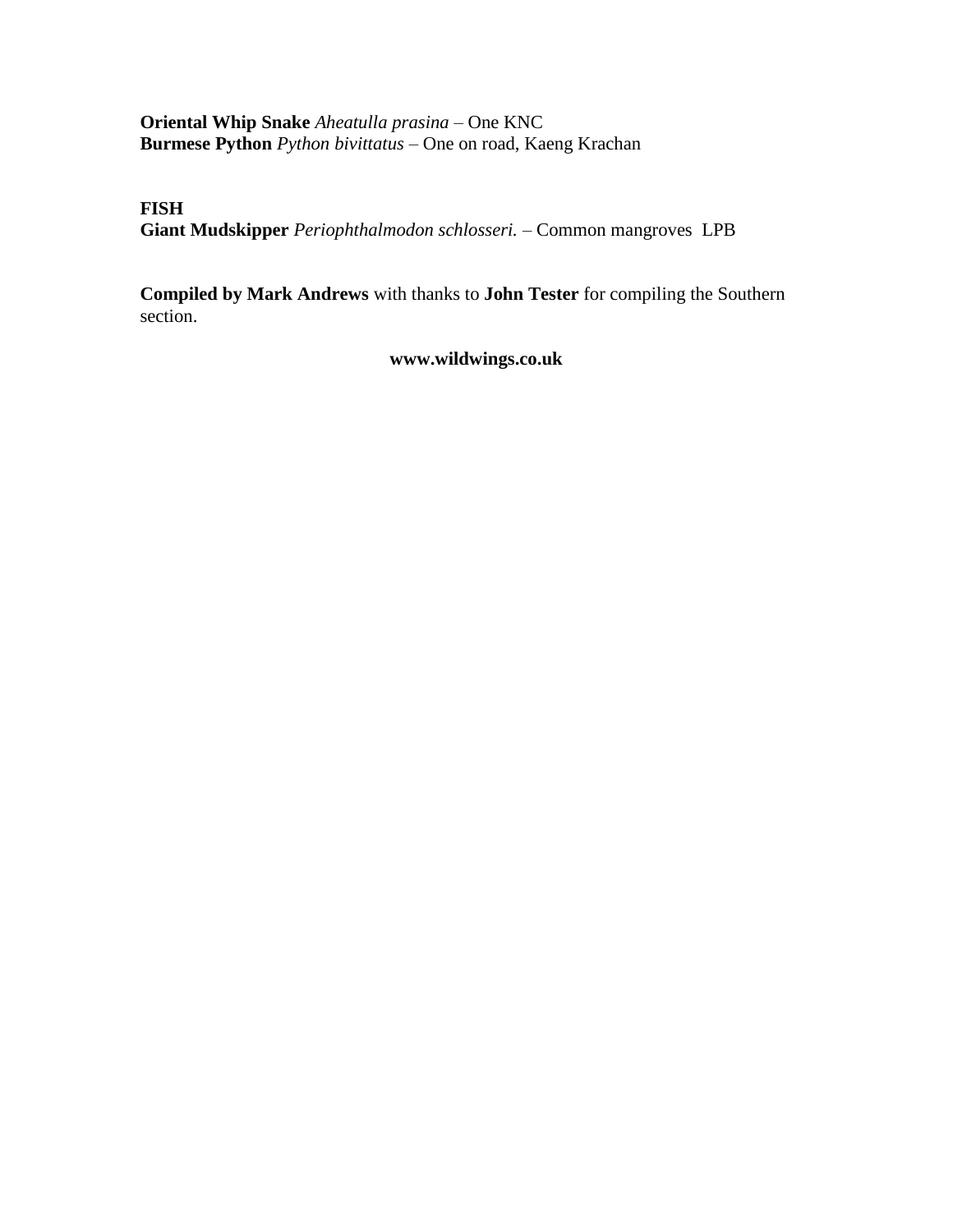**Oriental Whip Snake** *Aheatulla prasina* – One KNC
**Burmese Python** *Python bivittatus* – One on road, Kaeng Krachan

**FISH**
**Giant Mudskipper** *Periophthalmodon schlosseri.* – Common mangroves LPB

**Compiled by Mark Andrews** with thanks to **John Tester** for compiling the Southern section.

**www.wildwings.co.uk**